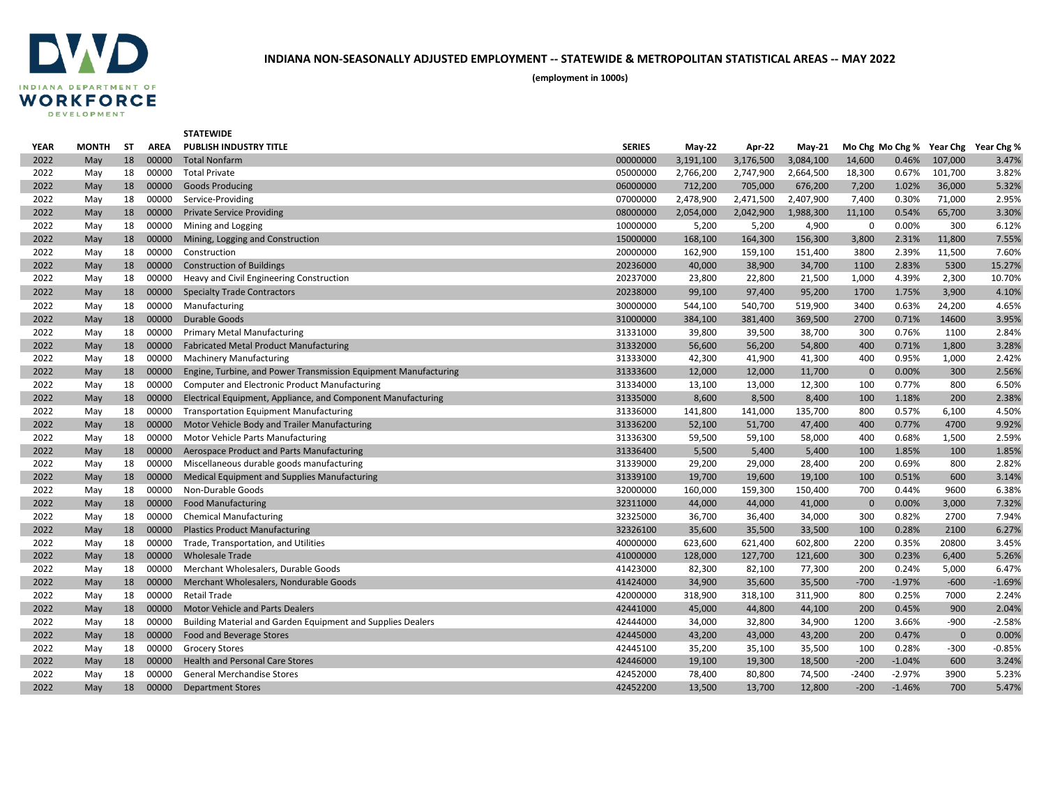# INDIANA NON-SEASONALLY ADJUSTED EMPLOYMENT -- STATEWIDE & METROPOLITAN STATISTICAL AREAS -- MAY 2022

**(employment in 1000s)**

**STATEWIDE**

| YEAR | MONTH | ST | AREA | PUBLISH INDUSTRY TITLE | SERIES | May-22 | Apr-22 | May-21 | Mo Chg | Mo Chg % | Year Chg | Year Chg % |
|---|---|---|---|---|---|---|---|---|---|---|---|---|
| 2022 | May | 18 | 00000 | Total Nonfarm | 00000000 | 3,191,100 | 3,176,500 | 3,084,100 | 14,600 | 0.46% | 107,000 | 3.47% |
| 2022 | May | 18 | 00000 | Total Private | 05000000 | 2,766,200 | 2,747,900 | 2,664,500 | 18,300 | 0.67% | 101,700 | 3.82% |
| 2022 | May | 18 | 00000 | Goods Producing | 06000000 | 712,200 | 705,000 | 676,200 | 7,200 | 1.02% | 36,000 | 5.32% |
| 2022 | May | 18 | 00000 | Service-Providing | 07000000 | 2,478,900 | 2,471,500 | 2,407,900 | 7,400 | 0.30% | 71,000 | 2.95% |
| 2022 | May | 18 | 00000 | Private Service Providing | 08000000 | 2,054,000 | 2,042,900 | 1,988,300 | 11,100 | 0.54% | 65,700 | 3.30% |
| 2022 | May | 18 | 00000 | Mining and Logging | 10000000 | 5,200 | 5,200 | 4,900 | 0 | 0.00% | 300 | 6.12% |
| 2022 | May | 18 | 00000 | Mining, Logging and Construction | 15000000 | 168,100 | 164,300 | 156,300 | 3,800 | 2.31% | 11,800 | 7.55% |
| 2022 | May | 18 | 00000 | Construction | 20000000 | 162,900 | 159,100 | 151,400 | 3800 | 2.39% | 11,500 | 7.60% |
| 2022 | May | 18 | 00000 | Construction of Buildings | 20236000 | 40,000 | 38,900 | 34,700 | 1100 | 2.83% | 5300 | 15.27% |
| 2022 | May | 18 | 00000 | Heavy and Civil Engineering Construction | 20237000 | 23,800 | 22,800 | 21,500 | 1,000 | 4.39% | 2,300 | 10.70% |
| 2022 | May | 18 | 00000 | Specialty Trade Contractors | 20238000 | 99,100 | 97,400 | 95,200 | 1700 | 1.75% | 3,900 | 4.10% |
| 2022 | May | 18 | 00000 | Manufacturing | 30000000 | 544,100 | 540,700 | 519,900 | 3400 | 0.63% | 24,200 | 4.65% |
| 2022 | May | 18 | 00000 | Durable Goods | 31000000 | 384,100 | 381,400 | 369,500 | 2700 | 0.71% | 14600 | 3.95% |
| 2022 | May | 18 | 00000 | Primary Metal Manufacturing | 31331000 | 39,800 | 39,500 | 38,700 | 300 | 0.76% | 1100 | 2.84% |
| 2022 | May | 18 | 00000 | Fabricated Metal Product Manufacturing | 31332000 | 56,600 | 56,200 | 54,800 | 400 | 0.71% | 1,800 | 3.28% |
| 2022 | May | 18 | 00000 | Machinery Manufacturing | 31333000 | 42,300 | 41,900 | 41,300 | 400 | 0.95% | 1,000 | 2.42% |
| 2022 | May | 18 | 00000 | Engine, Turbine, and Power Transmission Equipment Manufacturing | 31333600 | 12,000 | 12,000 | 11,700 | 0 | 0.00% | 300 | 2.56% |
| 2022 | May | 18 | 00000 | Computer and Electronic Product Manufacturing | 31334000 | 13,100 | 13,000 | 12,300 | 100 | 0.77% | 800 | 6.50% |
| 2022 | May | 18 | 00000 | Electrical Equipment, Appliance, and Component Manufacturing | 31335000 | 8,600 | 8,500 | 8,400 | 100 | 1.18% | 200 | 2.38% |
| 2022 | May | 18 | 00000 | Transportation Equipment Manufacturing | 31336000 | 141,800 | 141,000 | 135,700 | 800 | 0.57% | 6,100 | 4.50% |
| 2022 | May | 18 | 00000 | Motor Vehicle Body and Trailer Manufacturing | 31336200 | 52,100 | 51,700 | 47,400 | 400 | 0.77% | 4700 | 9.92% |
| 2022 | May | 18 | 00000 | Motor Vehicle Parts Manufacturing | 31336300 | 59,500 | 59,100 | 58,000 | 400 | 0.68% | 1,500 | 2.59% |
| 2022 | May | 18 | 00000 | Aerospace Product and Parts Manufacturing | 31336400 | 5,500 | 5,400 | 5,400 | 100 | 1.85% | 100 | 1.85% |
| 2022 | May | 18 | 00000 | Miscellaneous durable goods manufacturing | 31339000 | 29,200 | 29,000 | 28,400 | 200 | 0.69% | 800 | 2.82% |
| 2022 | May | 18 | 00000 | Medical Equipment and Supplies Manufacturing | 31339100 | 19,700 | 19,600 | 19,100 | 100 | 0.51% | 600 | 3.14% |
| 2022 | May | 18 | 00000 | Non-Durable Goods | 32000000 | 160,000 | 159,300 | 150,400 | 700 | 0.44% | 9600 | 6.38% |
| 2022 | May | 18 | 00000 | Food Manufacturing | 32311000 | 44,000 | 44,000 | 41,000 | 0 | 0.00% | 3,000 | 7.32% |
| 2022 | May | 18 | 00000 | Chemical Manufacturing | 32325000 | 36,700 | 36,400 | 34,000 | 300 | 0.82% | 2700 | 7.94% |
| 2022 | May | 18 | 00000 | Plastics Product Manufacturing | 32326100 | 35,600 | 35,500 | 33,500 | 100 | 0.28% | 2100 | 6.27% |
| 2022 | May | 18 | 00000 | Trade, Transportation, and Utilities | 40000000 | 623,600 | 621,400 | 602,800 | 2200 | 0.35% | 20800 | 3.45% |
| 2022 | May | 18 | 00000 | Wholesale Trade | 41000000 | 128,000 | 127,700 | 121,600 | 300 | 0.23% | 6,400 | 5.26% |
| 2022 | May | 18 | 00000 | Merchant Wholesalers, Durable Goods | 41423000 | 82,300 | 82,100 | 77,300 | 200 | 0.24% | 5,000 | 6.47% |
| 2022 | May | 18 | 00000 | Merchant Wholesalers, Nondurable Goods | 41424000 | 34,900 | 35,600 | 35,500 | -700 | -1.97% | -600 | -1.69% |
| 2022 | May | 18 | 00000 | Retail Trade | 42000000 | 318,900 | 318,100 | 311,900 | 800 | 0.25% | 7000 | 2.24% |
| 2022 | May | 18 | 00000 | Motor Vehicle and Parts Dealers | 42441000 | 45,000 | 44,800 | 44,100 | 200 | 0.45% | 900 | 2.04% |
| 2022 | May | 18 | 00000 | Building Material and Garden Equipment and Supplies Dealers | 42444000 | 34,000 | 32,800 | 34,900 | 1200 | 3.66% | -900 | -2.58% |
| 2022 | May | 18 | 00000 | Food and Beverage Stores | 42445000 | 43,200 | 43,000 | 43,200 | 200 | 0.47% | 0 | 0.00% |
| 2022 | May | 18 | 00000 | Grocery Stores | 42445100 | 35,200 | 35,100 | 35,500 | 100 | 0.28% | -300 | -0.85% |
| 2022 | May | 18 | 00000 | Health and Personal Care Stores | 42446000 | 19,100 | 19,300 | 18,500 | -200 | -1.04% | 600 | 3.24% |
| 2022 | May | 18 | 00000 | General Merchandise Stores | 42452000 | 78,400 | 80,800 | 74,500 | -2400 | -2.97% | 3900 | 5.23% |
| 2022 | May | 18 | 00000 | Department Stores | 42452200 | 13,500 | 13,700 | 12,800 | -200 | -1.46% | 700 | 5.47% |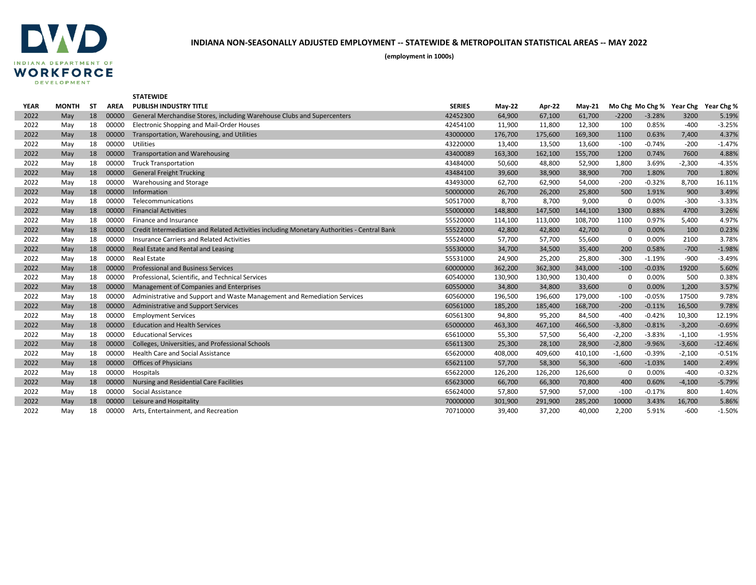**INDIANA NON-SEASONALLY ADJUSTED EMPLOYMENT -- STATEWIDE & METROPOLITAN STATISTICAL AREAS -- MAY 2022**

**(employment in 1000s)**

**STATEWIDE**

| YEAR | MONTH | ST | AREA | PUBLISH INDUSTRY TITLE | SERIES | May-22 | Apr-22 | May-21 | Mo Chg | Mo Chg % | Year Chg | Year Chg % |
|---|---|---|---|---|---|---|---|---|---|---|---|---|
| 2022 | May | 18 | 00000 | General Merchandise Stores, including Warehouse Clubs and Supercenters | 42452300 | 64,900 | 67,100 | 61,700 | -2200 | -3.28% | 3200 | 5.19% |
| 2022 | May | 18 | 00000 | Electronic Shopping and Mail-Order Houses | 42454100 | 11,900 | 11,800 | 12,300 | 100 | 0.85% | -400 | -3.25% |
| 2022 | May | 18 | 00000 | Transportation, Warehousing, and Utilities | 43000000 | 176,700 | 175,600 | 169,300 | 1100 | 0.63% | 7,400 | 4.37% |
| 2022 | May | 18 | 00000 | Utilities | 43220000 | 13,400 | 13,500 | 13,600 | -100 | -0.74% | -200 | -1.47% |
| 2022 | May | 18 | 00000 | Transportation and Warehousing | 43400089 | 163,300 | 162,100 | 155,700 | 1200 | 0.74% | 7600 | 4.88% |
| 2022 | May | 18 | 00000 | Truck Transportation | 43484000 | 50,600 | 48,800 | 52,900 | 1,800 | 3.69% | -2,300 | -4.35% |
| 2022 | May | 18 | 00000 | General Freight Trucking | 43484100 | 39,600 | 38,900 | 38,900 | 700 | 1.80% | 700 | 1.80% |
| 2022 | May | 18 | 00000 | Warehousing and Storage | 43493000 | 62,700 | 62,900 | 54,000 | -200 | -0.32% | 8,700 | 16.11% |
| 2022 | May | 18 | 00000 | Information | 50000000 | 26,700 | 26,200 | 25,800 | 500 | 1.91% | 900 | 3.49% |
| 2022 | May | 18 | 00000 | Telecommunications | 50517000 | 8,700 | 8,700 | 9,000 | 0 | 0.00% | -300 | -3.33% |
| 2022 | May | 18 | 00000 | Financial Activities | 55000000 | 148,800 | 147,500 | 144,100 | 1300 | 0.88% | 4700 | 3.26% |
| 2022 | May | 18 | 00000 | Finance and Insurance | 55520000 | 114,100 | 113,000 | 108,700 | 1100 | 0.97% | 5,400 | 4.97% |
| 2022 | May | 18 | 00000 | Credit Intermediation and Related Activities including Monetary Authorities - Central Bank | 55522000 | 42,800 | 42,800 | 42,700 | 0 | 0.00% | 100 | 0.23% |
| 2022 | May | 18 | 00000 | Insurance Carriers and Related Activities | 55524000 | 57,700 | 57,700 | 55,600 | 0 | 0.00% | 2100 | 3.78% |
| 2022 | May | 18 | 00000 | Real Estate and Rental and Leasing | 55530000 | 34,700 | 34,500 | 35,400 | 200 | 0.58% | -700 | -1.98% |
| 2022 | May | 18 | 00000 | Real Estate | 55531000 | 24,900 | 25,200 | 25,800 | -300 | -1.19% | -900 | -3.49% |
| 2022 | May | 18 | 00000 | Professional and Business Services | 60000000 | 362,200 | 362,300 | 343,000 | -100 | -0.03% | 19200 | 5.60% |
| 2022 | May | 18 | 00000 | Professional, Scientific, and Technical Services | 60540000 | 130,900 | 130,900 | 130,400 | 0 | 0.00% | 500 | 0.38% |
| 2022 | May | 18 | 00000 | Management of Companies and Enterprises | 60550000 | 34,800 | 34,800 | 33,600 | 0 | 0.00% | 1,200 | 3.57% |
| 2022 | May | 18 | 00000 | Administrative and Support and Waste Management and Remediation Services | 60560000 | 196,500 | 196,600 | 179,000 | -100 | -0.05% | 17500 | 9.78% |
| 2022 | May | 18 | 00000 | Administrative and Support Services | 60561000 | 185,200 | 185,400 | 168,700 | -200 | -0.11% | 16,500 | 9.78% |
| 2022 | May | 18 | 00000 | Employment Services | 60561300 | 94,800 | 95,200 | 84,500 | -400 | -0.42% | 10,300 | 12.19% |
| 2022 | May | 18 | 00000 | Education and Health Services | 65000000 | 463,300 | 467,100 | 466,500 | -3,800 | -0.81% | -3,200 | -0.69% |
| 2022 | May | 18 | 00000 | Educational Services | 65610000 | 55,300 | 57,500 | 56,400 | -2,200 | -3.83% | -1,100 | -1.95% |
| 2022 | May | 18 | 00000 | Colleges, Universities, and Professional Schools | 65611300 | 25,300 | 28,100 | 28,900 | -2,800 | -9.96% | -3,600 | -12.46% |
| 2022 | May | 18 | 00000 | Health Care and Social Assistance | 65620000 | 408,000 | 409,600 | 410,100 | -1,600 | -0.39% | -2,100 | -0.51% |
| 2022 | May | 18 | 00000 | Offices of Physicians | 65621100 | 57,700 | 58,300 | 56,300 | -600 | -1.03% | 1400 | 2.49% |
| 2022 | May | 18 | 00000 | Hospitals | 65622000 | 126,200 | 126,200 | 126,600 | 0 | 0.00% | -400 | -0.32% |
| 2022 | May | 18 | 00000 | Nursing and Residential Care Facilities | 65623000 | 66,700 | 66,300 | 70,800 | 400 | 0.60% | -4,100 | -5.79% |
| 2022 | May | 18 | 00000 | Social Assistance | 65624000 | 57,800 | 57,900 | 57,000 | -100 | -0.17% | 800 | 1.40% |
| 2022 | May | 18 | 00000 | Leisure and Hospitality | 70000000 | 301,900 | 291,900 | 285,200 | 10000 | 3.43% | 16,700 | 5.86% |
| 2022 | May | 18 | 00000 | Arts, Entertainment, and Recreation | 70710000 | 39,400 | 37,200 | 40,000 | 2,200 | 5.91% | -600 | -1.50% |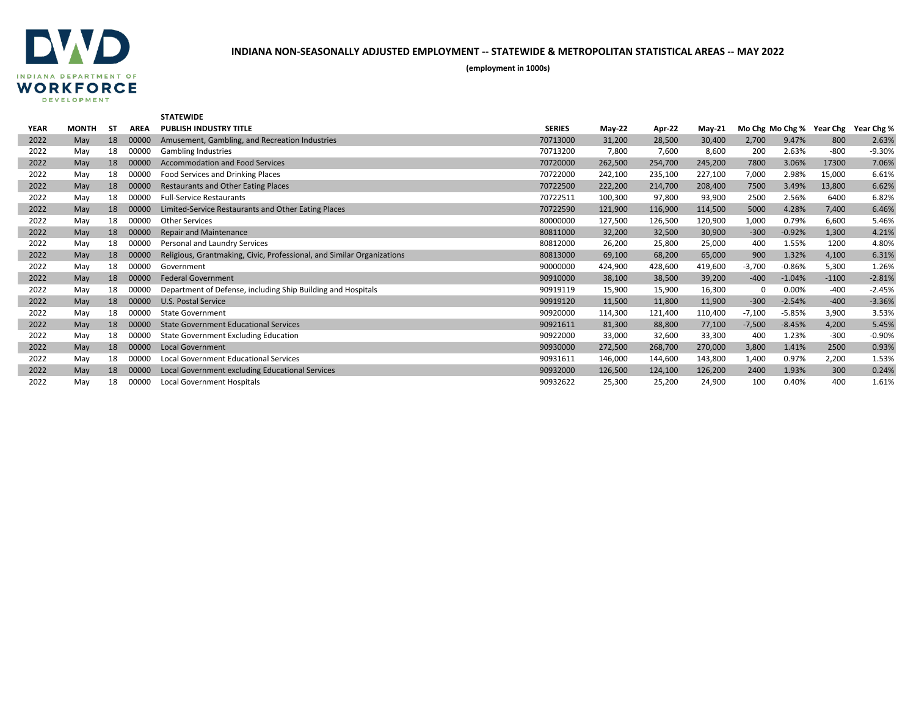**INDIANA NON-SEASONALLY ADJUSTED EMPLOYMENT -- STATEWIDE & METROPOLITAN STATISTICAL AREAS -- MAY 2022**

**(employment in 1000s)**

**STATEWIDE**

| YEAR | MONTH | ST | AREA | PUBLISH INDUSTRY TITLE | SERIES | May-22 | Apr-22 | May-21 | Mo Chg | Mo Chg % | Year Chg | Year Chg % |
|---|---|---|---|---|---|---|---|---|---|---|---|---|
| 2022 | May | 18 | 00000 | Amusement, Gambling, and Recreation Industries | 70713000 | 31,200 | 28,500 | 30,400 | 2,700 | 9.47% | 800 | 2.63% |
| 2022 | May | 18 | 00000 | Gambling Industries | 70713200 | 7,800 | 7,600 | 8,600 | 200 | 2.63% | -800 | -9.30% |
| 2022 | May | 18 | 00000 | Accommodation and Food Services | 70720000 | 262,500 | 254,700 | 245,200 | 7800 | 3.06% | 17300 | 7.06% |
| 2022 | May | 18 | 00000 | Food Services and Drinking Places | 70722000 | 242,100 | 235,100 | 227,100 | 7,000 | 2.98% | 15,000 | 6.61% |
| 2022 | May | 18 | 00000 | Restaurants and Other Eating Places | 70722500 | 222,200 | 214,700 | 208,400 | 7500 | 3.49% | 13,800 | 6.62% |
| 2022 | May | 18 | 00000 | Full-Service Restaurants | 70722511 | 100,300 | 97,800 | 93,900 | 2500 | 2.56% | 6400 | 6.82% |
| 2022 | May | 18 | 00000 | Limited-Service Restaurants and Other Eating Places | 70722590 | 121,900 | 116,900 | 114,500 | 5000 | 4.28% | 7,400 | 6.46% |
| 2022 | May | 18 | 00000 | Other Services | 80000000 | 127,500 | 126,500 | 120,900 | 1,000 | 0.79% | 6,600 | 5.46% |
| 2022 | May | 18 | 00000 | Repair and Maintenance | 80811000 | 32,200 | 32,500 | 30,900 | -300 | -0.92% | 1,300 | 4.21% |
| 2022 | May | 18 | 00000 | Personal and Laundry Services | 80812000 | 26,200 | 25,800 | 25,000 | 400 | 1.55% | 1200 | 4.80% |
| 2022 | May | 18 | 00000 | Religious, Grantmaking, Civic, Professional, and Similar Organizations | 80813000 | 69,100 | 68,200 | 65,000 | 900 | 1.32% | 4,100 | 6.31% |
| 2022 | May | 18 | 00000 | Government | 90000000 | 424,900 | 428,600 | 419,600 | -3,700 | -0.86% | 5,300 | 1.26% |
| 2022 | May | 18 | 00000 | Federal Government | 90910000 | 38,100 | 38,500 | 39,200 | -400 | -1.04% | -1100 | -2.81% |
| 2022 | May | 18 | 00000 | Department of Defense, including Ship Building and Hospitals | 90919119 | 15,900 | 15,900 | 16,300 | 0 | 0.00% | -400 | -2.45% |
| 2022 | May | 18 | 00000 | U.S. Postal Service | 90919120 | 11,500 | 11,800 | 11,900 | -300 | -2.54% | -400 | -3.36% |
| 2022 | May | 18 | 00000 | State Government | 90920000 | 114,300 | 121,400 | 110,400 | -7,100 | -5.85% | 3,900 | 3.53% |
| 2022 | May | 18 | 00000 | State Government Educational Services | 90921611 | 81,300 | 88,800 | 77,100 | -7,500 | -8.45% | 4,200 | 5.45% |
| 2022 | May | 18 | 00000 | State Government Excluding Education | 90922000 | 33,000 | 32,600 | 33,300 | 400 | 1.23% | -300 | -0.90% |
| 2022 | May | 18 | 00000 | Local Government | 90930000 | 272,500 | 268,700 | 270,000 | 3,800 | 1.41% | 2500 | 0.93% |
| 2022 | May | 18 | 00000 | Local Government Educational Services | 90931611 | 146,000 | 144,600 | 143,800 | 1,400 | 0.97% | 2,200 | 1.53% |
| 2022 | May | 18 | 00000 | Local Government excluding Educational Services | 90932000 | 126,500 | 124,100 | 126,200 | 2400 | 1.93% | 300 | 0.24% |
| 2022 | May | 18 | 00000 | Local Government Hospitals | 90932622 | 25,300 | 25,200 | 24,900 | 100 | 0.40% | 400 | 1.61% |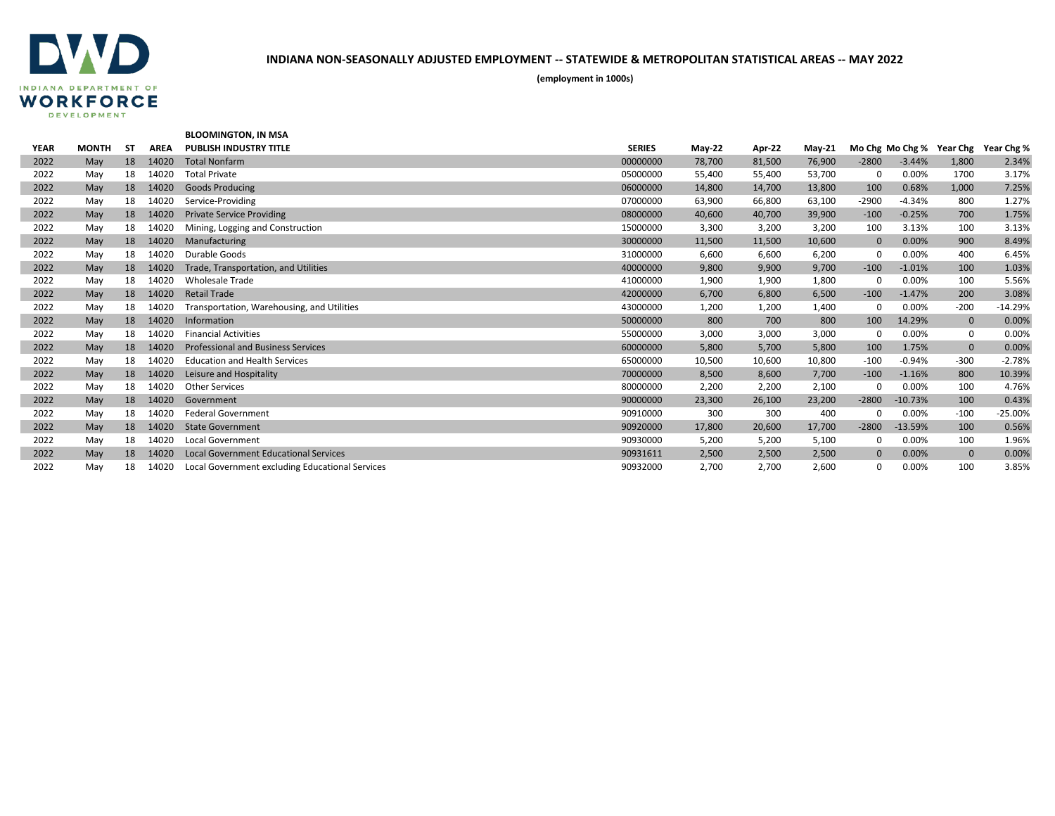# INDIANA NON-SEASONALLY ADJUSTED EMPLOYMENT -- STATEWIDE & METROPOLITAN STATISTICAL AREAS -- MAY 2022

**(employment in 1000s)**

**BLOOMINGTON, IN MSA**

| YEAR | MONTH | ST | AREA | PUBLISH INDUSTRY TITLE | SERIES | May-22 | Apr-22 | May-21 | Mo Chg | Mo Chg % | Year Chg | Year Chg % |
|---|---|---|---|---|---|---|---|---|---|---|---|---|
| 2022 | May | 18 | 14020 | Total Nonfarm | 00000000 | 78,700 | 81,500 | 76,900 | -2800 | -3.44% | 1,800 | 2.34% |
| 2022 | May | 18 | 14020 | Total Private | 05000000 | 55,400 | 55,400 | 53,700 | 0 | 0.00% | 1700 | 3.17% |
| 2022 | May | 18 | 14020 | Goods Producing | 06000000 | 14,800 | 14,700 | 13,800 | 100 | 0.68% | 1,000 | 7.25% |
| 2022 | May | 18 | 14020 | Service-Providing | 07000000 | 63,900 | 66,800 | 63,100 | -2900 | -4.34% | 800 | 1.27% |
| 2022 | May | 18 | 14020 | Private Service Providing | 08000000 | 40,600 | 40,700 | 39,900 | -100 | -0.25% | 700 | 1.75% |
| 2022 | May | 18 | 14020 | Mining, Logging and Construction | 15000000 | 3,300 | 3,200 | 3,200 | 100 | 3.13% | 100 | 3.13% |
| 2022 | May | 18 | 14020 | Manufacturing | 30000000 | 11,500 | 11,500 | 10,600 | 0 | 0.00% | 900 | 8.49% |
| 2022 | May | 18 | 14020 | Durable Goods | 31000000 | 6,600 | 6,600 | 6,200 | 0 | 0.00% | 400 | 6.45% |
| 2022 | May | 18 | 14020 | Trade, Transportation, and Utilities | 40000000 | 9,800 | 9,900 | 9,700 | -100 | -1.01% | 100 | 1.03% |
| 2022 | May | 18 | 14020 | Wholesale Trade | 41000000 | 1,900 | 1,900 | 1,800 | 0 | 0.00% | 100 | 5.56% |
| 2022 | May | 18 | 14020 | Retail Trade | 42000000 | 6,700 | 6,800 | 6,500 | -100 | -1.47% | 200 | 3.08% |
| 2022 | May | 18 | 14020 | Transportation, Warehousing, and Utilities | 43000000 | 1,200 | 1,200 | 1,400 | 0 | 0.00% | -200 | -14.29% |
| 2022 | May | 18 | 14020 | Information | 50000000 | 800 | 700 | 800 | 100 | 14.29% | 0 | 0.00% |
| 2022 | May | 18 | 14020 | Financial Activities | 55000000 | 3,000 | 3,000 | 3,000 | 0 | 0.00% | 0 | 0.00% |
| 2022 | May | 18 | 14020 | Professional and Business Services | 60000000 | 5,800 | 5,700 | 5,800 | 100 | 1.75% | 0 | 0.00% |
| 2022 | May | 18 | 14020 | Education and Health Services | 65000000 | 10,500 | 10,600 | 10,800 | -100 | -0.94% | -300 | -2.78% |
| 2022 | May | 18 | 14020 | Leisure and Hospitality | 70000000 | 8,500 | 8,600 | 7,700 | -100 | -1.16% | 800 | 10.39% |
| 2022 | May | 18 | 14020 | Other Services | 80000000 | 2,200 | 2,200 | 2,100 | 0 | 0.00% | 100 | 4.76% |
| 2022 | May | 18 | 14020 | Government | 90000000 | 23,300 | 26,100 | 23,200 | -2800 | -10.73% | 100 | 0.43% |
| 2022 | May | 18 | 14020 | Federal Government | 90910000 | 300 | 300 | 400 | 0 | 0.00% | -100 | -25.00% |
| 2022 | May | 18 | 14020 | State Government | 90920000 | 17,800 | 20,600 | 17,700 | -2800 | -13.59% | 100 | 0.56% |
| 2022 | May | 18 | 14020 | Local Government | 90930000 | 5,200 | 5,200 | 5,100 | 0 | 0.00% | 100 | 1.96% |
| 2022 | May | 18 | 14020 | Local Government Educational Services | 90931611 | 2,500 | 2,500 | 2,500 | 0 | 0.00% | 0 | 0.00% |
| 2022 | May | 18 | 14020 | Local Government excluding Educational Services | 90932000 | 2,700 | 2,700 | 2,600 | 0 | 0.00% | 100 | 3.85% |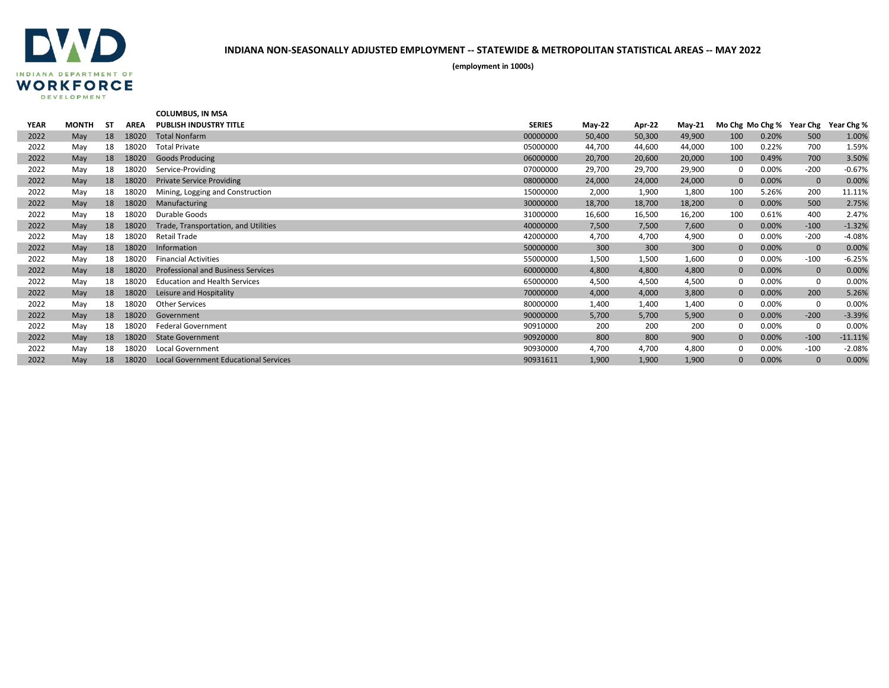INDIANA DEPARTMENT OF WORKFORCE DEVELOPMENT

# INDIANA NON-SEASONALLY ADJUSTED EMPLOYMENT -- STATEWIDE & METROPOLITAN STATISTICAL AREAS -- MAY 2022

**(employment in 1000s)**

**COLUMBUS, IN MSA**

| YEAR | MONTH | ST | AREA | PUBLISH INDUSTRY TITLE | SERIES | May-22 | Apr-22 | May-21 | Mo Chg | Mo Chg % | Year Chg | Year Chg % |
|---|---|---|---|---|---|---|---|---|---|---|---|---|
| 2022 | May | 18 | 18020 | Total Nonfarm | 00000000 | 50,400 | 50,300 | 49,900 | 100 | 0.20% | 500 | 1.00% |
| 2022 | May | 18 | 18020 | Total Private | 05000000 | 44,700 | 44,600 | 44,000 | 100 | 0.22% | 700 | 1.59% |
| 2022 | May | 18 | 18020 | Goods Producing | 06000000 | 20,700 | 20,600 | 20,000 | 100 | 0.49% | 700 | 3.50% |
| 2022 | May | 18 | 18020 | Service-Providing | 07000000 | 29,700 | 29,700 | 29,900 | 0 | 0.00% | -200 | -0.67% |
| 2022 | May | 18 | 18020 | Private Service Providing | 08000000 | 24,000 | 24,000 | 24,000 | 0 | 0.00% | 0 | 0.00% |
| 2022 | May | 18 | 18020 | Mining, Logging and Construction | 15000000 | 2,000 | 1,900 | 1,800 | 100 | 5.26% | 200 | 11.11% |
| 2022 | May | 18 | 18020 | Manufacturing | 30000000 | 18,700 | 18,700 | 18,200 | 0 | 0.00% | 500 | 2.75% |
| 2022 | May | 18 | 18020 | Durable Goods | 31000000 | 16,600 | 16,500 | 16,200 | 100 | 0.61% | 400 | 2.47% |
| 2022 | May | 18 | 18020 | Trade, Transportation, and Utilities | 40000000 | 7,500 | 7,500 | 7,600 | 0 | 0.00% | -100 | -1.32% |
| 2022 | May | 18 | 18020 | Retail Trade | 42000000 | 4,700 | 4,700 | 4,900 | 0 | 0.00% | -200 | -4.08% |
| 2022 | May | 18 | 18020 | Information | 50000000 | 300 | 300 | 300 | 0 | 0.00% | 0 | 0.00% |
| 2022 | May | 18 | 18020 | Financial Activities | 55000000 | 1,500 | 1,500 | 1,600 | 0 | 0.00% | -100 | -6.25% |
| 2022 | May | 18 | 18020 | Professional and Business Services | 60000000 | 4,800 | 4,800 | 4,800 | 0 | 0.00% | 0 | 0.00% |
| 2022 | May | 18 | 18020 | Education and Health Services | 65000000 | 4,500 | 4,500 | 4,500 | 0 | 0.00% | 0 | 0.00% |
| 2022 | May | 18 | 18020 | Leisure and Hospitality | 70000000 | 4,000 | 4,000 | 3,800 | 0 | 0.00% | 200 | 5.26% |
| 2022 | May | 18 | 18020 | Other Services | 80000000 | 1,400 | 1,400 | 1,400 | 0 | 0.00% | 0 | 0.00% |
| 2022 | May | 18 | 18020 | Government | 90000000 | 5,700 | 5,700 | 5,900 | 0 | 0.00% | -200 | -3.39% |
| 2022 | May | 18 | 18020 | Federal Government | 90910000 | 200 | 200 | 200 | 0 | 0.00% | 0 | 0.00% |
| 2022 | May | 18 | 18020 | State Government | 90920000 | 800 | 800 | 900 | 0 | 0.00% | -100 | -11.11% |
| 2022 | May | 18 | 18020 | Local Government | 90930000 | 4,700 | 4,700 | 4,800 | 0 | 0.00% | -100 | -2.08% |
| 2022 | May | 18 | 18020 | Local Government Educational Services | 90931611 | 1,900 | 1,900 | 1,900 | 0 | 0.00% | 0 | 0.00% |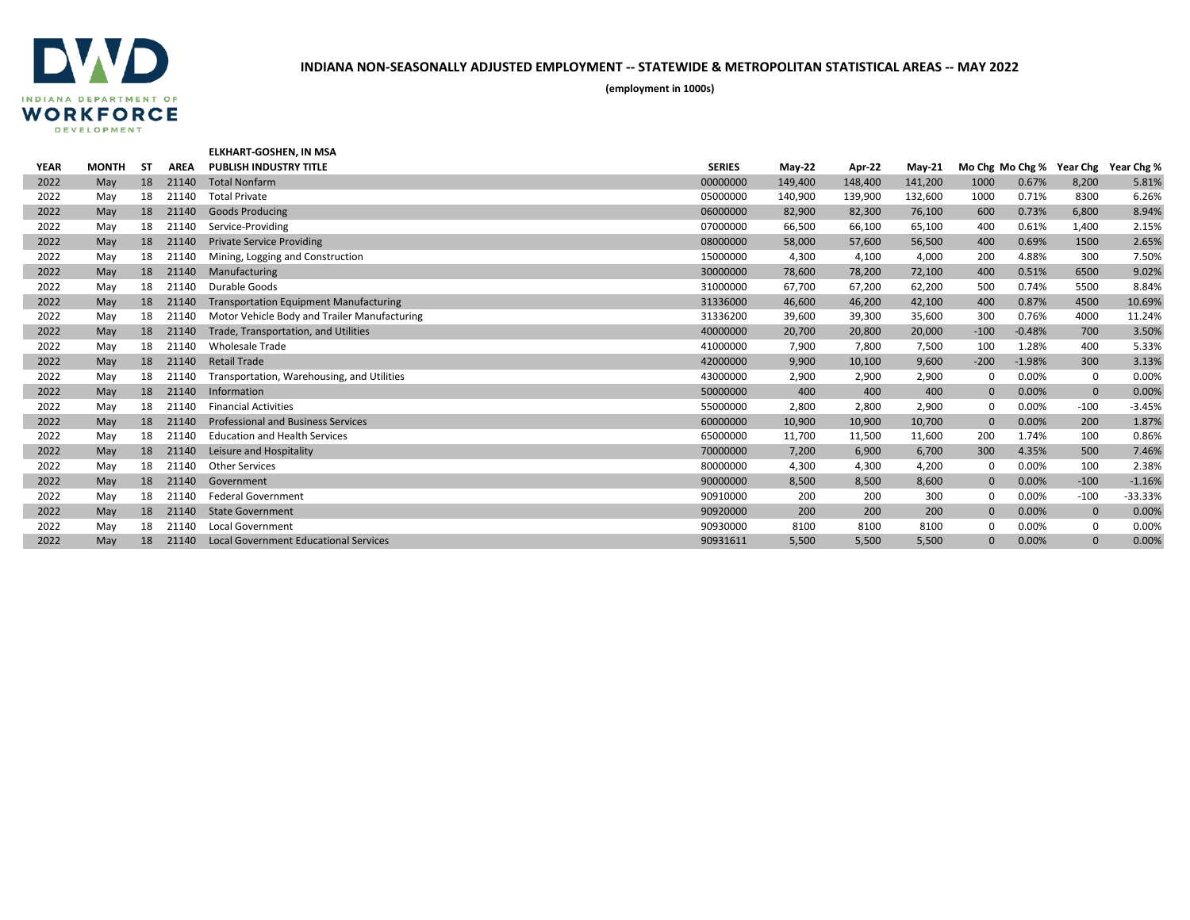**INDIANA DEPARTMENT OF WORKFORCE DEVELOPMENT**

## INDIANA NON-SEASONALLY ADJUSTED EMPLOYMENT -- STATEWIDE & METROPOLITAN STATISTICAL AREAS -- MAY 2022

**(employment in 1000s)**

### ELKHART-GOSHEN, IN MSA

| YEAR | MONTH | ST | AREA | PUBLISH INDUSTRY TITLE | SERIES | May-22 | Apr-22 | May-21 | Mo Chg | Mo Chg % | Year Chg | Year Chg % |
|---|---|---|---|---|---|---|---|---|---|---|---|---|
| 2022 | May | 18 | 21140 | Total Nonfarm | 00000000 | 149,400 | 148,400 | 141,200 | 1000 | 0.67% | 8,200 | 5.81% |
| 2022 | May | 18 | 21140 | Total Private | 05000000 | 140,900 | 139,900 | 132,600 | 1000 | 0.71% | 8300 | 6.26% |
| 2022 | May | 18 | 21140 | Goods Producing | 06000000 | 82,900 | 82,300 | 76,100 | 600 | 0.73% | 6,800 | 8.94% |
| 2022 | May | 18 | 21140 | Service-Providing | 07000000 | 66,500 | 66,100 | 65,100 | 400 | 0.61% | 1,400 | 2.15% |
| 2022 | May | 18 | 21140 | Private Service Providing | 08000000 | 58,000 | 57,600 | 56,500 | 400 | 0.69% | 1500 | 2.65% |
| 2022 | May | 18 | 21140 | Mining, Logging and Construction | 15000000 | 4,300 | 4,100 | 4,000 | 200 | 4.88% | 300 | 7.50% |
| 2022 | May | 18 | 21140 | Manufacturing | 30000000 | 78,600 | 78,200 | 72,100 | 400 | 0.51% | 6500 | 9.02% |
| 2022 | May | 18 | 21140 | Durable Goods | 31000000 | 67,700 | 67,200 | 62,200 | 500 | 0.74% | 5500 | 8.84% |
| 2022 | May | 18 | 21140 | Transportation Equipment Manufacturing | 31336000 | 46,600 | 46,200 | 42,100 | 400 | 0.87% | 4500 | 10.69% |
| 2022 | May | 18 | 21140 | Motor Vehicle Body and Trailer Manufacturing | 31336200 | 39,600 | 39,300 | 35,600 | 300 | 0.76% | 4000 | 11.24% |
| 2022 | May | 18 | 21140 | Trade, Transportation, and Utilities | 40000000 | 20,700 | 20,800 | 20,000 | -100 | -0.48% | 700 | 3.50% |
| 2022 | May | 18 | 21140 | Wholesale Trade | 41000000 | 7,900 | 7,800 | 7,500 | 100 | 1.28% | 400 | 5.33% |
| 2022 | May | 18 | 21140 | Retail Trade | 42000000 | 9,900 | 10,100 | 9,600 | -200 | -1.98% | 300 | 3.13% |
| 2022 | May | 18 | 21140 | Transportation, Warehousing, and Utilities | 43000000 | 2,900 | 2,900 | 2,900 | 0 | 0.00% | 0 | 0.00% |
| 2022 | May | 18 | 21140 | Information | 50000000 | 400 | 400 | 400 | 0 | 0.00% | 0 | 0.00% |
| 2022 | May | 18 | 21140 | Financial Activities | 55000000 | 2,800 | 2,800 | 2,900 | 0 | 0.00% | -100 | -3.45% |
| 2022 | May | 18 | 21140 | Professional and Business Services | 60000000 | 10,900 | 10,900 | 10,700 | 0 | 0.00% | 200 | 1.87% |
| 2022 | May | 18 | 21140 | Education and Health Services | 65000000 | 11,700 | 11,500 | 11,600 | 200 | 1.74% | 100 | 0.86% |
| 2022 | May | 18 | 21140 | Leisure and Hospitality | 70000000 | 7,200 | 6,900 | 6,700 | 300 | 4.35% | 500 | 7.46% |
| 2022 | May | 18 | 21140 | Other Services | 80000000 | 4,300 | 4,300 | 4,200 | 0 | 0.00% | 100 | 2.38% |
| 2022 | May | 18 | 21140 | Government | 90000000 | 8,500 | 8,500 | 8,600 | 0 | 0.00% | -100 | -1.16% |
| 2022 | May | 18 | 21140 | Federal Government | 90910000 | 200 | 200 | 300 | 0 | 0.00% | -100 | -33.33% |
| 2022 | May | 18 | 21140 | State Government | 90920000 | 200 | 200 | 200 | 0 | 0.00% | 0 | 0.00% |
| 2022 | May | 18 | 21140 | Local Government | 90930000 | 8100 | 8100 | 8100 | 0 | 0.00% | 0 | 0.00% |
| 2022 | May | 18 | 21140 | Local Government Educational Services | 90931611 | 5,500 | 5,500 | 5,500 | 0 | 0.00% | 0 | 0.00% |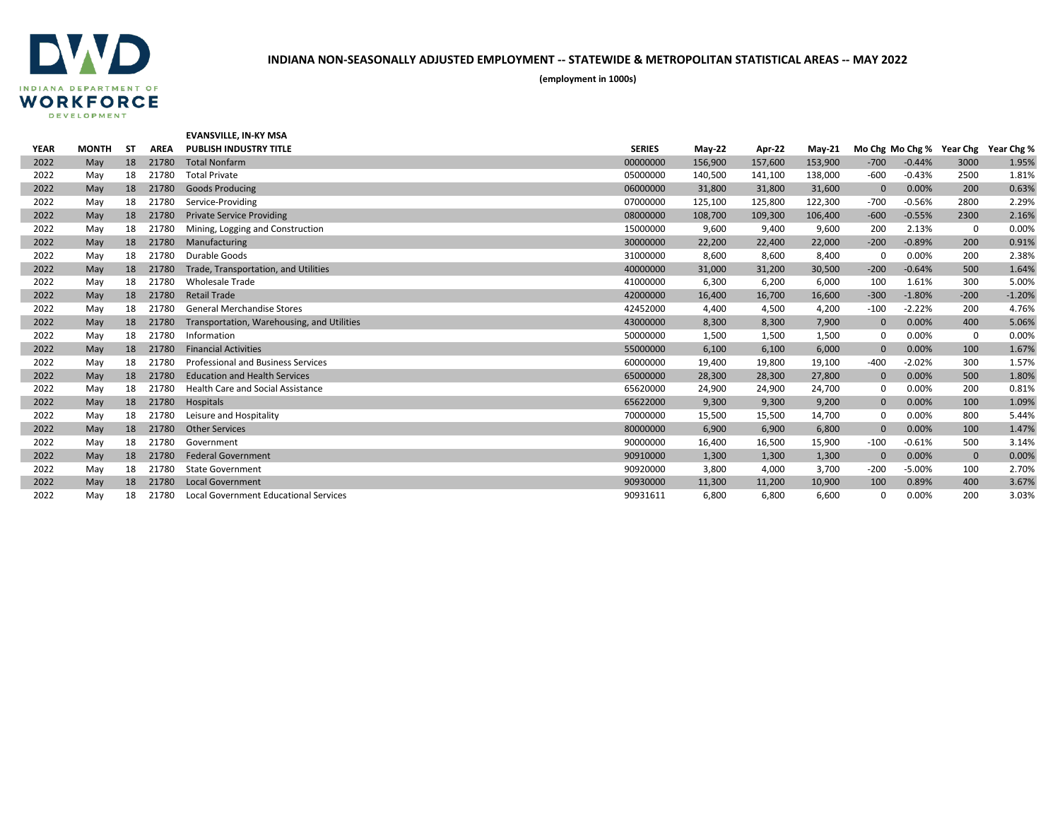**INDIANA DEPARTMENT OF WORKFORCE DEVELOPMENT**

## INDIANA NON-SEASONALLY ADJUSTED EMPLOYMENT -- STATEWIDE & METROPOLITAN STATISTICAL AREAS -- MAY 2022

**(employment in 1000s)**

### EVANSVILLE, IN-KY MSA

| YEAR | MONTH | ST | AREA | PUBLISH INDUSTRY TITLE | SERIES | May-22 | Apr-22 | May-21 | Mo Chg | Mo Chg % | Year Chg | Year Chg % |
|---|---|---|---|---|---|---|---|---|---|---|---|---|
| 2022 | May | 18 | 21780 | Total Nonfarm | 00000000 | 156,900 | 157,600 | 153,900 | -700 | -0.44% | 3000 | 1.95% |
| 2022 | May | 18 | 21780 | Total Private | 05000000 | 140,500 | 141,100 | 138,000 | -600 | -0.43% | 2500 | 1.81% |
| 2022 | May | 18 | 21780 | Goods Producing | 06000000 | 31,800 | 31,800 | 31,600 | 0 | 0.00% | 200 | 0.63% |
| 2022 | May | 18 | 21780 | Service-Providing | 07000000 | 125,100 | 125,800 | 122,300 | -700 | -0.56% | 2800 | 2.29% |
| 2022 | May | 18 | 21780 | Private Service Providing | 08000000 | 108,700 | 109,300 | 106,400 | -600 | -0.55% | 2300 | 2.16% |
| 2022 | May | 18 | 21780 | Mining, Logging and Construction | 15000000 | 9,600 | 9,400 | 9,600 | 200 | 2.13% | 0 | 0.00% |
| 2022 | May | 18 | 21780 | Manufacturing | 30000000 | 22,200 | 22,400 | 22,000 | -200 | -0.89% | 200 | 0.91% |
| 2022 | May | 18 | 21780 | Durable Goods | 31000000 | 8,600 | 8,600 | 8,400 | 0 | 0.00% | 200 | 2.38% |
| 2022 | May | 18 | 21780 | Trade, Transportation, and Utilities | 40000000 | 31,000 | 31,200 | 30,500 | -200 | -0.64% | 500 | 1.64% |
| 2022 | May | 18 | 21780 | Wholesale Trade | 41000000 | 6,300 | 6,200 | 6,000 | 100 | 1.61% | 300 | 5.00% |
| 2022 | May | 18 | 21780 | Retail Trade | 42000000 | 16,400 | 16,700 | 16,600 | -300 | -1.80% | -200 | -1.20% |
| 2022 | May | 18 | 21780 | General Merchandise Stores | 42452000 | 4,400 | 4,500 | 4,200 | -100 | -2.22% | 200 | 4.76% |
| 2022 | May | 18 | 21780 | Transportation, Warehousing, and Utilities | 43000000 | 8,300 | 8,300 | 7,900 | 0 | 0.00% | 400 | 5.06% |
| 2022 | May | 18 | 21780 | Information | 50000000 | 1,500 | 1,500 | 1,500 | 0 | 0.00% | 0 | 0.00% |
| 2022 | May | 18 | 21780 | Financial Activities | 55000000 | 6,100 | 6,100 | 6,000 | 0 | 0.00% | 100 | 1.67% |
| 2022 | May | 18 | 21780 | Professional and Business Services | 60000000 | 19,400 | 19,800 | 19,100 | -400 | -2.02% | 300 | 1.57% |
| 2022 | May | 18 | 21780 | Education and Health Services | 65000000 | 28,300 | 28,300 | 27,800 | 0 | 0.00% | 500 | 1.80% |
| 2022 | May | 18 | 21780 | Health Care and Social Assistance | 65620000 | 24,900 | 24,900 | 24,700 | 0 | 0.00% | 200 | 0.81% |
| 2022 | May | 18 | 21780 | Hospitals | 65622000 | 9,300 | 9,300 | 9,200 | 0 | 0.00% | 100 | 1.09% |
| 2022 | May | 18 | 21780 | Leisure and Hospitality | 70000000 | 15,500 | 15,500 | 14,700 | 0 | 0.00% | 800 | 5.44% |
| 2022 | May | 18 | 21780 | Other Services | 80000000 | 6,900 | 6,900 | 6,800 | 0 | 0.00% | 100 | 1.47% |
| 2022 | May | 18 | 21780 | Government | 90000000 | 16,400 | 16,500 | 15,900 | -100 | -0.61% | 500 | 3.14% |
| 2022 | May | 18 | 21780 | Federal Government | 90910000 | 1,300 | 1,300 | 1,300 | 0 | 0.00% | 0 | 0.00% |
| 2022 | May | 18 | 21780 | State Government | 90920000 | 3,800 | 4,000 | 3,700 | -200 | -5.00% | 100 | 2.70% |
| 2022 | May | 18 | 21780 | Local Government | 90930000 | 11,300 | 11,200 | 10,900 | 100 | 0.89% | 400 | 3.67% |
| 2022 | May | 18 | 21780 | Local Government Educational Services | 90931611 | 6,800 | 6,800 | 6,600 | 0 | 0.00% | 200 | 3.03% |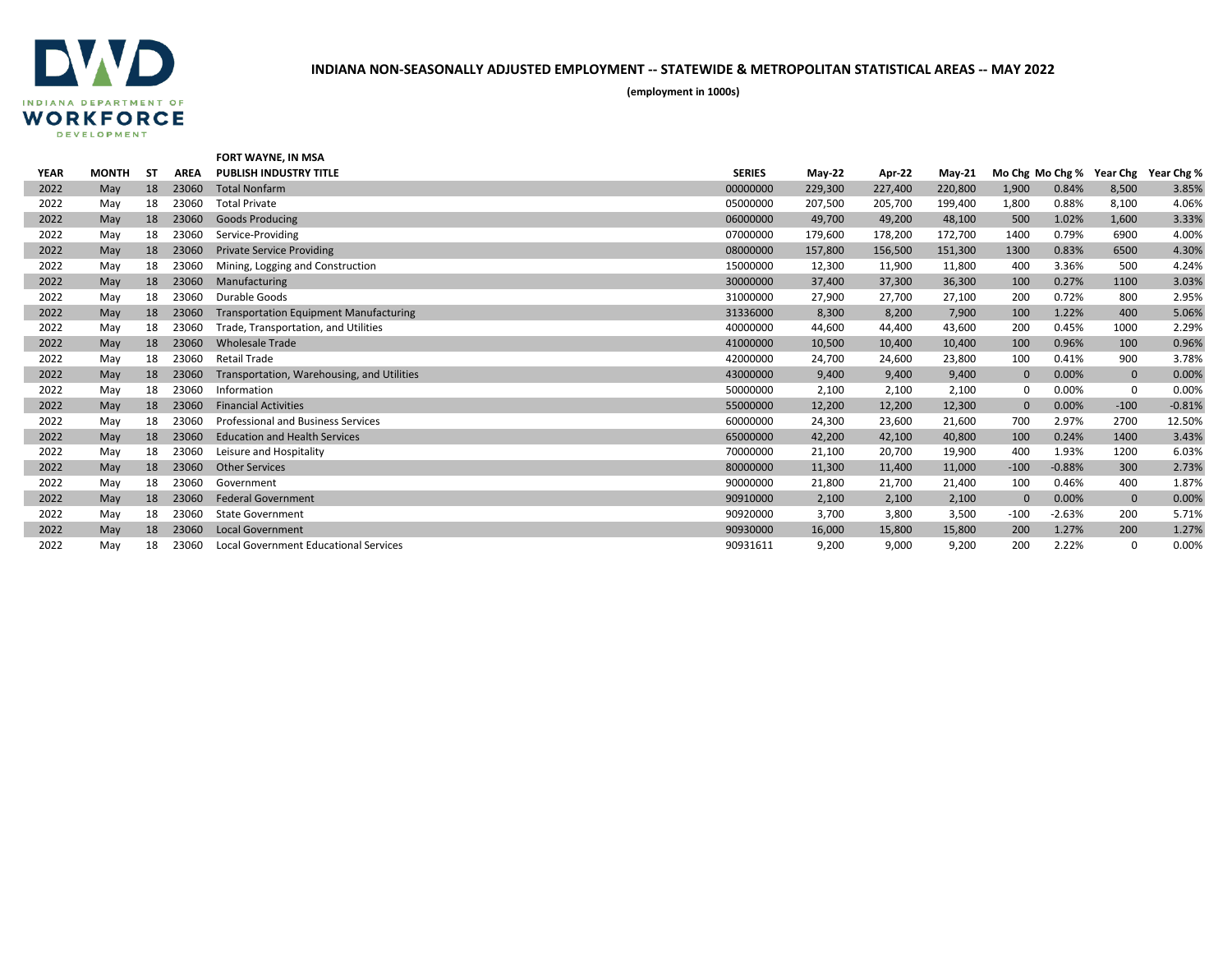INDIANA DEPARTMENT OF WORKFORCE DEVELOPMENT

# INDIANA NON-SEASONALLY ADJUSTED EMPLOYMENT -- STATEWIDE & METROPOLITAN STATISTICAL AREAS -- MAY 2022

**(employment in 1000s)**

**FORT WAYNE, IN MSA**

| YEAR | MONTH | ST | AREA | PUBLISH INDUSTRY TITLE | SERIES | May-22 | Apr-22 | May-21 | Mo Chg | Mo Chg % | Year Chg | Year Chg % |
|---|---|---|---|---|---|---|---|---|---|---|---|---|
| 2022 | May | 18 | 23060 | Total Nonfarm | 00000000 | 229,300 | 227,400 | 220,800 | 1,900 | 0.84% | 8,500 | 3.85% |
| 2022 | May | 18 | 23060 | Total Private | 05000000 | 207,500 | 205,700 | 199,400 | 1,800 | 0.88% | 8,100 | 4.06% |
| 2022 | May | 18 | 23060 | Goods Producing | 06000000 | 49,700 | 49,200 | 48,100 | 500 | 1.02% | 1,600 | 3.33% |
| 2022 | May | 18 | 23060 | Service-Providing | 07000000 | 179,600 | 178,200 | 172,700 | 1400 | 0.79% | 6900 | 4.00% |
| 2022 | May | 18 | 23060 | Private Service Providing | 08000000 | 157,800 | 156,500 | 151,300 | 1300 | 0.83% | 6500 | 4.30% |
| 2022 | May | 18 | 23060 | Mining, Logging and Construction | 15000000 | 12,300 | 11,900 | 11,800 | 400 | 3.36% | 500 | 4.24% |
| 2022 | May | 18 | 23060 | Manufacturing | 30000000 | 37,400 | 37,300 | 36,300 | 100 | 0.27% | 1100 | 3.03% |
| 2022 | May | 18 | 23060 | Durable Goods | 31000000 | 27,900 | 27,700 | 27,100 | 200 | 0.72% | 800 | 2.95% |
| 2022 | May | 18 | 23060 | Transportation Equipment Manufacturing | 31336000 | 8,300 | 8,200 | 7,900 | 100 | 1.22% | 400 | 5.06% |
| 2022 | May | 18 | 23060 | Trade, Transportation, and Utilities | 40000000 | 44,600 | 44,400 | 43,600 | 200 | 0.45% | 1000 | 2.29% |
| 2022 | May | 18 | 23060 | Wholesale Trade | 41000000 | 10,500 | 10,400 | 10,400 | 100 | 0.96% | 100 | 0.96% |
| 2022 | May | 18 | 23060 | Retail Trade | 42000000 | 24,700 | 24,600 | 23,800 | 100 | 0.41% | 900 | 3.78% |
| 2022 | May | 18 | 23060 | Transportation, Warehousing, and Utilities | 43000000 | 9,400 | 9,400 | 9,400 | 0 | 0.00% | 0 | 0.00% |
| 2022 | May | 18 | 23060 | Information | 50000000 | 2,100 | 2,100 | 2,100 | 0 | 0.00% | 0 | 0.00% |
| 2022 | May | 18 | 23060 | Financial Activities | 55000000 | 12,200 | 12,200 | 12,300 | 0 | 0.00% | -100 | -0.81% |
| 2022 | May | 18 | 23060 | Professional and Business Services | 60000000 | 24,300 | 23,600 | 21,600 | 700 | 2.97% | 2700 | 12.50% |
| 2022 | May | 18 | 23060 | Education and Health Services | 65000000 | 42,200 | 42,100 | 40,800 | 100 | 0.24% | 1400 | 3.43% |
| 2022 | May | 18 | 23060 | Leisure and Hospitality | 70000000 | 21,100 | 20,700 | 19,900 | 400 | 1.93% | 1200 | 6.03% |
| 2022 | May | 18 | 23060 | Other Services | 80000000 | 11,300 | 11,400 | 11,000 | -100 | -0.88% | 300 | 2.73% |
| 2022 | May | 18 | 23060 | Government | 90000000 | 21,800 | 21,700 | 21,400 | 100 | 0.46% | 400 | 1.87% |
| 2022 | May | 18 | 23060 | Federal Government | 90910000 | 2,100 | 2,100 | 2,100 | 0 | 0.00% | 0 | 0.00% |
| 2022 | May | 18 | 23060 | State Government | 90920000 | 3,700 | 3,800 | 3,500 | -100 | -2.63% | 200 | 5.71% |
| 2022 | May | 18 | 23060 | Local Government | 90930000 | 16,000 | 15,800 | 15,800 | 200 | 1.27% | 200 | 1.27% |
| 2022 | May | 18 | 23060 | Local Government Educational Services | 90931611 | 9,200 | 9,000 | 9,200 | 200 | 2.22% | 0 | 0.00% |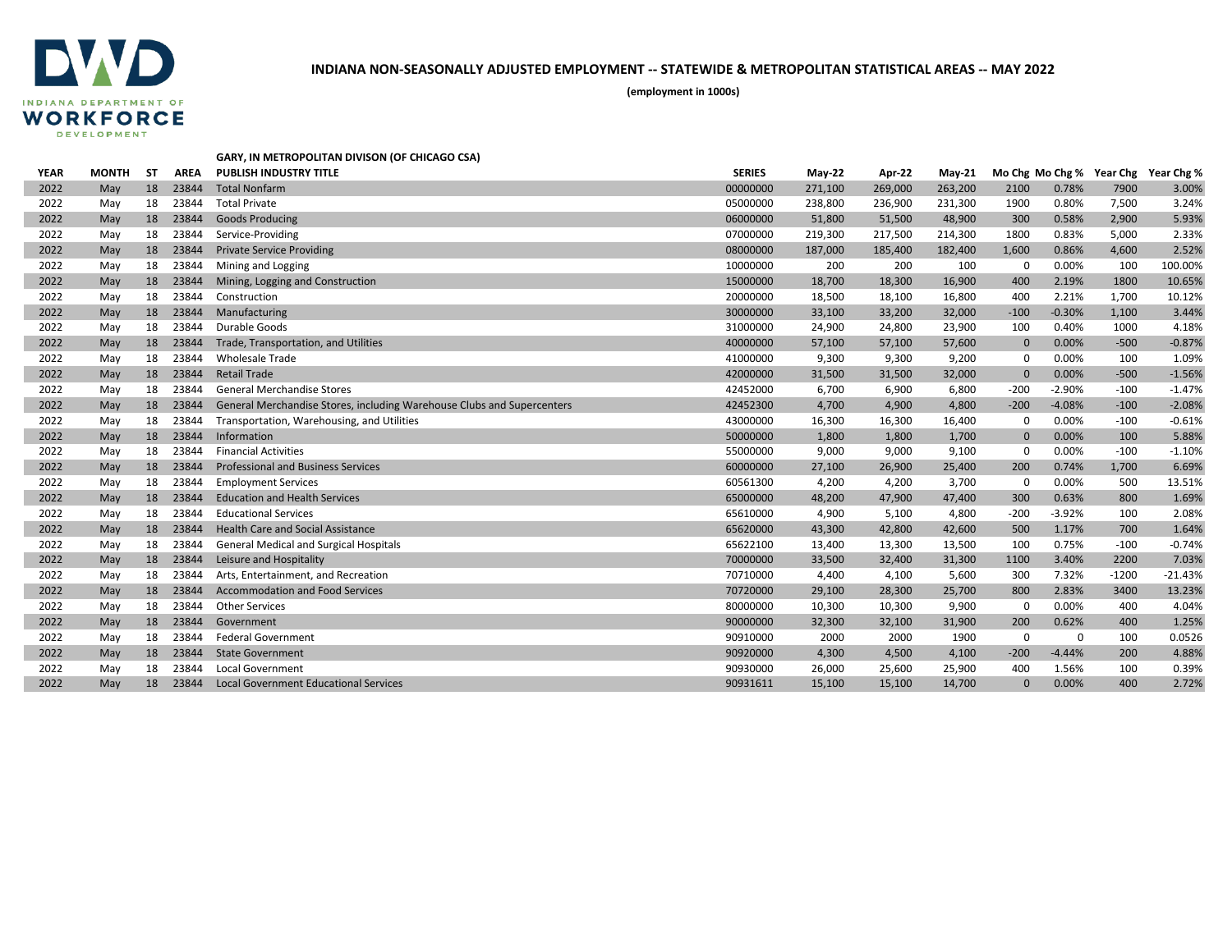# INDIANA NON-SEASONALLY ADJUSTED EMPLOYMENT -- STATEWIDE & METROPOLITAN STATISTICAL AREAS -- MAY 2022

**(employment in 1000s)**

## GARY, IN METROPOLITAN DIVISON (OF CHICAGO CSA)

| YEAR | MONTH | ST | AREA | PUBLISH INDUSTRY TITLE | SERIES | May-22 | Apr-22 | May-21 | Mo Chg | Mo Chg % | Year Chg | Year Chg % |
|---|---|---|---|---|---|---|---|---|---|---|---|---|
| 2022 | May | 18 | 23844 | Total Nonfarm | 00000000 | 271,100 | 269,000 | 263,200 | 2100 | 0.78% | 7900 | 3.00% |
| 2022 | May | 18 | 23844 | Total Private | 05000000 | 238,800 | 236,900 | 231,300 | 1900 | 0.80% | 7,500 | 3.24% |
| 2022 | May | 18 | 23844 | Goods Producing | 06000000 | 51,800 | 51,500 | 48,900 | 300 | 0.58% | 2,900 | 5.93% |
| 2022 | May | 18 | 23844 | Service-Providing | 07000000 | 219,300 | 217,500 | 214,300 | 1800 | 0.83% | 5,000 | 2.33% |
| 2022 | May | 18 | 23844 | Private Service Providing | 08000000 | 187,000 | 185,400 | 182,400 | 1,600 | 0.86% | 4,600 | 2.52% |
| 2022 | May | 18 | 23844 | Mining and Logging | 10000000 | 200 | 200 | 100 | 0 | 0.00% | 100 | 100.00% |
| 2022 | May | 18 | 23844 | Mining, Logging and Construction | 15000000 | 18,700 | 18,300 | 16,900 | 400 | 2.19% | 1800 | 10.65% |
| 2022 | May | 18 | 23844 | Construction | 20000000 | 18,500 | 18,100 | 16,800 | 400 | 2.21% | 1,700 | 10.12% |
| 2022 | May | 18 | 23844 | Manufacturing | 30000000 | 33,100 | 33,200 | 32,000 | -100 | -0.30% | 1,100 | 3.44% |
| 2022 | May | 18 | 23844 | Durable Goods | 31000000 | 24,900 | 24,800 | 23,900 | 100 | 0.40% | 1000 | 4.18% |
| 2022 | May | 18 | 23844 | Trade, Transportation, and Utilities | 40000000 | 57,100 | 57,100 | 57,600 | 0 | 0.00% | -500 | -0.87% |
| 2022 | May | 18 | 23844 | Wholesale Trade | 41000000 | 9,300 | 9,300 | 9,200 | 0 | 0.00% | 100 | 1.09% |
| 2022 | May | 18 | 23844 | Retail Trade | 42000000 | 31,500 | 31,500 | 32,000 | 0 | 0.00% | -500 | -1.56% |
| 2022 | May | 18 | 23844 | General Merchandise Stores | 42452000 | 6,700 | 6,900 | 6,800 | -200 | -2.90% | -100 | -1.47% |
| 2022 | May | 18 | 23844 | General Merchandise Stores, including Warehouse Clubs and Supercenters | 42452300 | 4,700 | 4,900 | 4,800 | -200 | -4.08% | -100 | -2.08% |
| 2022 | May | 18 | 23844 | Transportation, Warehousing, and Utilities | 43000000 | 16,300 | 16,300 | 16,400 | 0 | 0.00% | -100 | -0.61% |
| 2022 | May | 18 | 23844 | Information | 50000000 | 1,800 | 1,800 | 1,700 | 0 | 0.00% | 100 | 5.88% |
| 2022 | May | 18 | 23844 | Financial Activities | 55000000 | 9,000 | 9,000 | 9,100 | 0 | 0.00% | -100 | -1.10% |
| 2022 | May | 18 | 23844 | Professional and Business Services | 60000000 | 27,100 | 26,900 | 25,400 | 200 | 0.74% | 1,700 | 6.69% |
| 2022 | May | 18 | 23844 | Employment Services | 60561300 | 4,200 | 4,200 | 3,700 | 0 | 0.00% | 500 | 13.51% |
| 2022 | May | 18 | 23844 | Education and Health Services | 65000000 | 48,200 | 47,900 | 47,400 | 300 | 0.63% | 800 | 1.69% |
| 2022 | May | 18 | 23844 | Educational Services | 65610000 | 4,900 | 5,100 | 4,800 | -200 | -3.92% | 100 | 2.08% |
| 2022 | May | 18 | 23844 | Health Care and Social Assistance | 65620000 | 43,300 | 42,800 | 42,600 | 500 | 1.17% | 700 | 1.64% |
| 2022 | May | 18 | 23844 | General Medical and Surgical Hospitals | 65622100 | 13,400 | 13,300 | 13,500 | 100 | 0.75% | -100 | -0.74% |
| 2022 | May | 18 | 23844 | Leisure and Hospitality | 70000000 | 33,500 | 32,400 | 31,300 | 1100 | 3.40% | 2200 | 7.03% |
| 2022 | May | 18 | 23844 | Arts, Entertainment, and Recreation | 70710000 | 4,400 | 4,100 | 5,600 | 300 | 7.32% | -1200 | -21.43% |
| 2022 | May | 18 | 23844 | Accommodation and Food Services | 70720000 | 29,100 | 28,300 | 25,700 | 800 | 2.83% | 3400 | 13.23% |
| 2022 | May | 18 | 23844 | Other Services | 80000000 | 10,300 | 10,300 | 9,900 | 0 | 0.00% | 400 | 4.04% |
| 2022 | May | 18 | 23844 | Government | 90000000 | 32,300 | 32,100 | 31,900 | 200 | 0.62% | 400 | 1.25% |
| 2022 | May | 18 | 23844 | Federal Government | 90910000 | 2000 | 2000 | 1900 | 0 | 0 | 100 | 0.0526 |
| 2022 | May | 18 | 23844 | State Government | 90920000 | 4,300 | 4,500 | 4,100 | -200 | -4.44% | 200 | 4.88% |
| 2022 | May | 18 | 23844 | Local Government | 90930000 | 26,000 | 25,600 | 25,900 | 400 | 1.56% | 100 | 0.39% |
| 2022 | May | 18 | 23844 | Local Government Educational Services | 90931611 | 15,100 | 15,100 | 14,700 | 0 | 0.00% | 400 | 2.72% |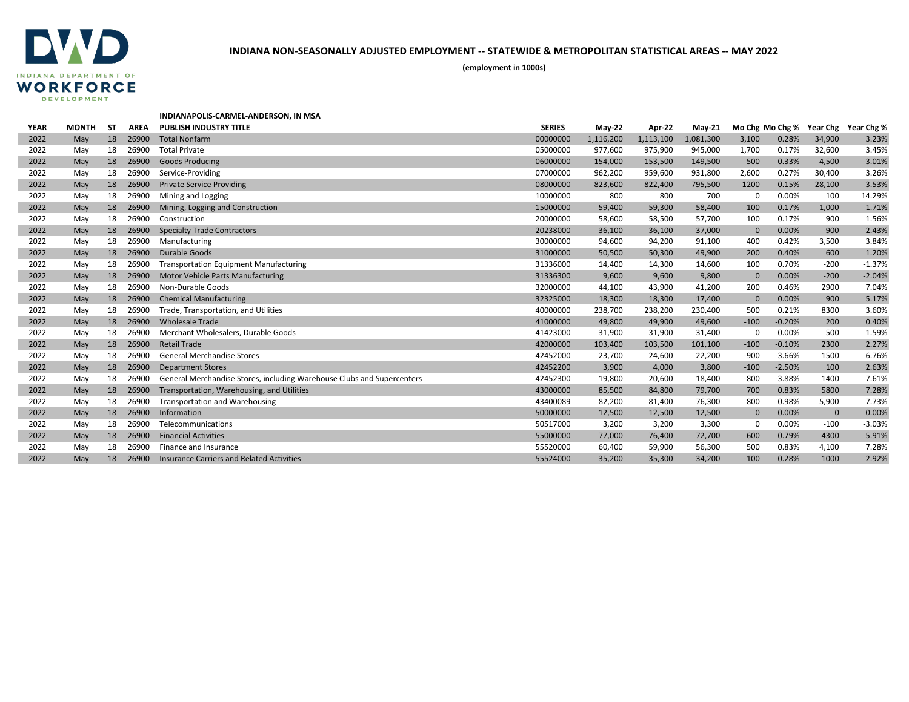INDIANA DEPARTMENT OF WORKFORCE DEVELOPMENT

# INDIANA NON-SEASONALLY ADJUSTED EMPLOYMENT -- STATEWIDE & METROPOLITAN STATISTICAL AREAS -- MAY 2022

**(employment in 1000s)**

**INDIANAPOLIS-CARMEL-ANDERSON, IN MSA**

| YEAR | MONTH | ST | AREA | PUBLISH INDUSTRY TITLE | SERIES | May-22 | Apr-22 | May-21 | Mo Chg | Mo Chg % | Year Chg | Year Chg % |
|---|---|---|---|---|---|---|---|---|---|---|---|---|
| 2022 | May | 18 | 26900 | Total Nonfarm | 00000000 | 1,116,200 | 1,113,100 | 1,081,300 | 3,100 | 0.28% | 34,900 | 3.23% |
| 2022 | May | 18 | 26900 | Total Private | 05000000 | 977,600 | 975,900 | 945,000 | 1,700 | 0.17% | 32,600 | 3.45% |
| 2022 | May | 18 | 26900 | Goods Producing | 06000000 | 154,000 | 153,500 | 149,500 | 500 | 0.33% | 4,500 | 3.01% |
| 2022 | May | 18 | 26900 | Service-Providing | 07000000 | 962,200 | 959,600 | 931,800 | 2,600 | 0.27% | 30,400 | 3.26% |
| 2022 | May | 18 | 26900 | Private Service Providing | 08000000 | 823,600 | 822,400 | 795,500 | 1200 | 0.15% | 28,100 | 3.53% |
| 2022 | May | 18 | 26900 | Mining and Logging | 10000000 | 800 | 800 | 700 | 0 | 0.00% | 100 | 14.29% |
| 2022 | May | 18 | 26900 | Mining, Logging and Construction | 15000000 | 59,400 | 59,300 | 58,400 | 100 | 0.17% | 1,000 | 1.71% |
| 2022 | May | 18 | 26900 | Construction | 20000000 | 58,600 | 58,500 | 57,700 | 100 | 0.17% | 900 | 1.56% |
| 2022 | May | 18 | 26900 | Specialty Trade Contractors | 20238000 | 36,100 | 36,100 | 37,000 | 0 | 0.00% | -900 | -2.43% |
| 2022 | May | 18 | 26900 | Manufacturing | 30000000 | 94,600 | 94,200 | 91,100 | 400 | 0.42% | 3,500 | 3.84% |
| 2022 | May | 18 | 26900 | Durable Goods | 31000000 | 50,500 | 50,300 | 49,900 | 200 | 0.40% | 600 | 1.20% |
| 2022 | May | 18 | 26900 | Transportation Equipment Manufacturing | 31336000 | 14,400 | 14,300 | 14,600 | 100 | 0.70% | -200 | -1.37% |
| 2022 | May | 18 | 26900 | Motor Vehicle Parts Manufacturing | 31336300 | 9,600 | 9,600 | 9,800 | 0 | 0.00% | -200 | -2.04% |
| 2022 | May | 18 | 26900 | Non-Durable Goods | 32000000 | 44,100 | 43,900 | 41,200 | 200 | 0.46% | 2900 | 7.04% |
| 2022 | May | 18 | 26900 | Chemical Manufacturing | 32325000 | 18,300 | 18,300 | 17,400 | 0 | 0.00% | 900 | 5.17% |
| 2022 | May | 18 | 26900 | Trade, Transportation, and Utilities | 40000000 | 238,700 | 238,200 | 230,400 | 500 | 0.21% | 8300 | 3.60% |
| 2022 | May | 18 | 26900 | Wholesale Trade | 41000000 | 49,800 | 49,900 | 49,600 | -100 | -0.20% | 200 | 0.40% |
| 2022 | May | 18 | 26900 | Merchant Wholesalers, Durable Goods | 41423000 | 31,900 | 31,900 | 31,400 | 0 | 0.00% | 500 | 1.59% |
| 2022 | May | 18 | 26900 | Retail Trade | 42000000 | 103,400 | 103,500 | 101,100 | -100 | -0.10% | 2300 | 2.27% |
| 2022 | May | 18 | 26900 | General Merchandise Stores | 42452000 | 23,700 | 24,600 | 22,200 | -900 | -3.66% | 1500 | 6.76% |
| 2022 | May | 18 | 26900 | Department Stores | 42452200 | 3,900 | 4,000 | 3,800 | -100 | -2.50% | 100 | 2.63% |
| 2022 | May | 18 | 26900 | General Merchandise Stores, including Warehouse Clubs and Supercenters | 42452300 | 19,800 | 20,600 | 18,400 | -800 | -3.88% | 1400 | 7.61% |
| 2022 | May | 18 | 26900 | Transportation, Warehousing, and Utilities | 43000000 | 85,500 | 84,800 | 79,700 | 700 | 0.83% | 5800 | 7.28% |
| 2022 | May | 18 | 26900 | Transportation and Warehousing | 43400089 | 82,200 | 81,400 | 76,300 | 800 | 0.98% | 5,900 | 7.73% |
| 2022 | May | 18 | 26900 | Information | 50000000 | 12,500 | 12,500 | 12,500 | 0 | 0.00% | 0 | 0.00% |
| 2022 | May | 18 | 26900 | Telecommunications | 50517000 | 3,200 | 3,200 | 3,300 | 0 | 0.00% | -100 | -3.03% |
| 2022 | May | 18 | 26900 | Financial Activities | 55000000 | 77,000 | 76,400 | 72,700 | 600 | 0.79% | 4300 | 5.91% |
| 2022 | May | 18 | 26900 | Finance and Insurance | 55520000 | 60,400 | 59,900 | 56,300 | 500 | 0.83% | 4,100 | 7.28% |
| 2022 | May | 18 | 26900 | Insurance Carriers and Related Activities | 55524000 | 35,200 | 35,300 | 34,200 | -100 | -0.28% | 1000 | 2.92% |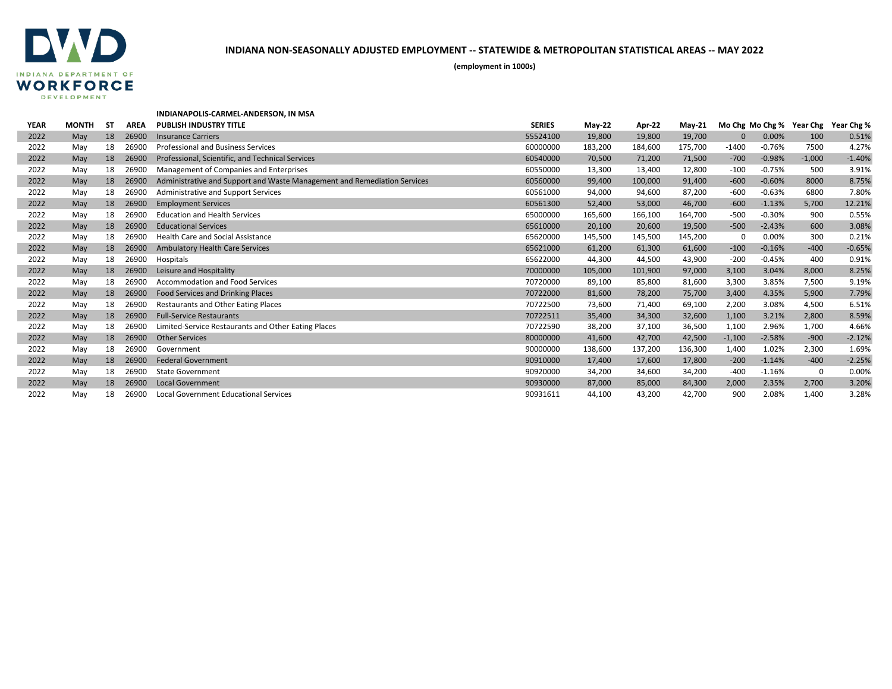## INDIANA NON-SEASONALLY ADJUSTED EMPLOYMENT -- STATEWIDE & METROPOLITAN STATISTICAL AREAS -- MAY 2022

**(employment in 1000s)**

**INDIANAPOLIS-CARMEL-ANDERSON, IN MSA**

| YEAR | MONTH | ST | AREA | PUBLISH INDUSTRY TITLE | SERIES | May-22 | Apr-22 | May-21 | Mo Chg | Mo Chg % | Year Chg | Year Chg % |
|---|---|---|---|---|---|---|---|---|---|---|---|---|
| 2022 | May | 18 | 26900 | Insurance Carriers | 55524100 | 19,800 | 19,800 | 19,700 | 0 | 0.00% | 100 | 0.51% |
| 2022 | May | 18 | 26900 | Professional and Business Services | 60000000 | 183,200 | 184,600 | 175,700 | -1400 | -0.76% | 7500 | 4.27% |
| 2022 | May | 18 | 26900 | Professional, Scientific, and Technical Services | 60540000 | 70,500 | 71,200 | 71,500 | -700 | -0.98% | -1,000 | -1.40% |
| 2022 | May | 18 | 26900 | Management of Companies and Enterprises | 60550000 | 13,300 | 13,400 | 12,800 | -100 | -0.75% | 500 | 3.91% |
| 2022 | May | 18 | 26900 | Administrative and Support and Waste Management and Remediation Services | 60560000 | 99,400 | 100,000 | 91,400 | -600 | -0.60% | 8000 | 8.75% |
| 2022 | May | 18 | 26900 | Administrative and Support Services | 60561000 | 94,000 | 94,600 | 87,200 | -600 | -0.63% | 6800 | 7.80% |
| 2022 | May | 18 | 26900 | Employment Services | 60561300 | 52,400 | 53,000 | 46,700 | -600 | -1.13% | 5,700 | 12.21% |
| 2022 | May | 18 | 26900 | Education and Health Services | 65000000 | 165,600 | 166,100 | 164,700 | -500 | -0.30% | 900 | 0.55% |
| 2022 | May | 18 | 26900 | Educational Services | 65610000 | 20,100 | 20,600 | 19,500 | -500 | -2.43% | 600 | 3.08% |
| 2022 | May | 18 | 26900 | Health Care and Social Assistance | 65620000 | 145,500 | 145,500 | 145,200 | 0 | 0.00% | 300 | 0.21% |
| 2022 | May | 18 | 26900 | Ambulatory Health Care Services | 65621000 | 61,200 | 61,300 | 61,600 | -100 | -0.16% | -400 | -0.65% |
| 2022 | May | 18 | 26900 | Hospitals | 65622000 | 44,300 | 44,500 | 43,900 | -200 | -0.45% | 400 | 0.91% |
| 2022 | May | 18 | 26900 | Leisure and Hospitality | 70000000 | 105,000 | 101,900 | 97,000 | 3,100 | 3.04% | 8,000 | 8.25% |
| 2022 | May | 18 | 26900 | Accommodation and Food Services | 70720000 | 89,100 | 85,800 | 81,600 | 3,300 | 3.85% | 7,500 | 9.19% |
| 2022 | May | 18 | 26900 | Food Services and Drinking Places | 70722000 | 81,600 | 78,200 | 75,700 | 3,400 | 4.35% | 5,900 | 7.79% |
| 2022 | May | 18 | 26900 | Restaurants and Other Eating Places | 70722500 | 73,600 | 71,400 | 69,100 | 2,200 | 3.08% | 4,500 | 6.51% |
| 2022 | May | 18 | 26900 | Full-Service Restaurants | 70722511 | 35,400 | 34,300 | 32,600 | 1,100 | 3.21% | 2,800 | 8.59% |
| 2022 | May | 18 | 26900 | Limited-Service Restaurants and Other Eating Places | 70722590 | 38,200 | 37,100 | 36,500 | 1,100 | 2.96% | 1,700 | 4.66% |
| 2022 | May | 18 | 26900 | Other Services | 80000000 | 41,600 | 42,700 | 42,500 | -1,100 | -2.58% | -900 | -2.12% |
| 2022 | May | 18 | 26900 | Government | 90000000 | 138,600 | 137,200 | 136,300 | 1,400 | 1.02% | 2,300 | 1.69% |
| 2022 | May | 18 | 26900 | Federal Government | 90910000 | 17,400 | 17,600 | 17,800 | -200 | -1.14% | -400 | -2.25% |
| 2022 | May | 18 | 26900 | State Government | 90920000 | 34,200 | 34,600 | 34,200 | -400 | -1.16% | 0 | 0.00% |
| 2022 | May | 18 | 26900 | Local Government | 90930000 | 87,000 | 85,000 | 84,300 | 2,000 | 2.35% | 2,700 | 3.20% |
| 2022 | May | 18 | 26900 | Local Government Educational Services | 90931611 | 44,100 | 43,200 | 42,700 | 900 | 2.08% | 1,400 | 3.28% |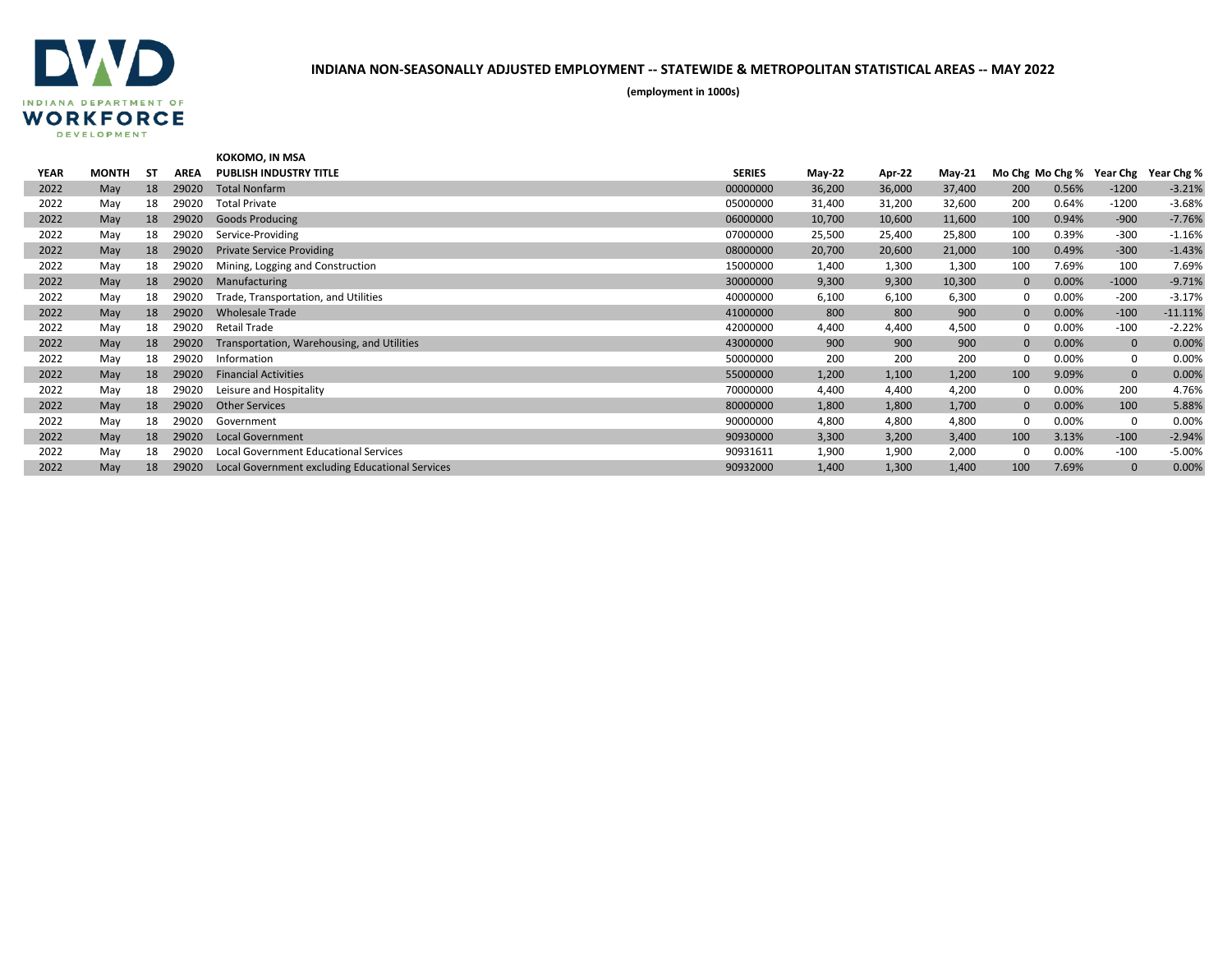INDIANA DEPARTMENT OF WORKFORCE DEVELOPMENT

# INDIANA NON-SEASONALLY ADJUSTED EMPLOYMENT -- STATEWIDE & METROPOLITAN STATISTICAL AREAS -- MAY 2022

**(employment in 1000s)**

**KOKOMO, IN MSA**

| YEAR | MONTH | ST | AREA | PUBLISH INDUSTRY TITLE | SERIES | May-22 | Apr-22 | May-21 | Mo Chg | Mo Chg % | Year Chg | Year Chg % |
|---|---|---|---|---|---|---|---|---|---|---|---|---|
| 2022 | May | 18 | 29020 | Total Nonfarm | 00000000 | 36,200 | 36,000 | 37,400 | 200 | 0.56% | -1200 | -3.21% |
| 2022 | May | 18 | 29020 | Total Private | 05000000 | 31,400 | 31,200 | 32,600 | 200 | 0.64% | -1200 | -3.68% |
| 2022 | May | 18 | 29020 | Goods Producing | 06000000 | 10,700 | 10,600 | 11,600 | 100 | 0.94% | -900 | -7.76% |
| 2022 | May | 18 | 29020 | Service-Providing | 07000000 | 25,500 | 25,400 | 25,800 | 100 | 0.39% | -300 | -1.16% |
| 2022 | May | 18 | 29020 | Private Service Providing | 08000000 | 20,700 | 20,600 | 21,000 | 100 | 0.49% | -300 | -1.43% |
| 2022 | May | 18 | 29020 | Mining, Logging and Construction | 15000000 | 1,400 | 1,300 | 1,300 | 100 | 7.69% | 100 | 7.69% |
| 2022 | May | 18 | 29020 | Manufacturing | 30000000 | 9,300 | 9,300 | 10,300 | 0 | 0.00% | -1000 | -9.71% |
| 2022 | May | 18 | 29020 | Trade, Transportation, and Utilities | 40000000 | 6,100 | 6,100 | 6,300 | 0 | 0.00% | -200 | -3.17% |
| 2022 | May | 18 | 29020 | Wholesale Trade | 41000000 | 800 | 800 | 900 | 0 | 0.00% | -100 | -11.11% |
| 2022 | May | 18 | 29020 | Retail Trade | 42000000 | 4,400 | 4,400 | 4,500 | 0 | 0.00% | -100 | -2.22% |
| 2022 | May | 18 | 29020 | Transportation, Warehousing, and Utilities | 43000000 | 900 | 900 | 900 | 0 | 0.00% | 0 | 0.00% |
| 2022 | May | 18 | 29020 | Information | 50000000 | 200 | 200 | 200 | 0 | 0.00% | 0 | 0.00% |
| 2022 | May | 18 | 29020 | Financial Activities | 55000000 | 1,200 | 1,100 | 1,200 | 100 | 9.09% | 0 | 0.00% |
| 2022 | May | 18 | 29020 | Leisure and Hospitality | 70000000 | 4,400 | 4,400 | 4,200 | 0 | 0.00% | 200 | 4.76% |
| 2022 | May | 18 | 29020 | Other Services | 80000000 | 1,800 | 1,800 | 1,700 | 0 | 0.00% | 100 | 5.88% |
| 2022 | May | 18 | 29020 | Government | 90000000 | 4,800 | 4,800 | 4,800 | 0 | 0.00% | 0 | 0.00% |
| 2022 | May | 18 | 29020 | Local Government | 90930000 | 3,300 | 3,200 | 3,400 | 100 | 3.13% | -100 | -2.94% |
| 2022 | May | 18 | 29020 | Local Government Educational Services | 90931611 | 1,900 | 1,900 | 2,000 | 0 | 0.00% | -100 | -5.00% |
| 2022 | May | 18 | 29020 | Local Government excluding Educational Services | 90932000 | 1,400 | 1,300 | 1,400 | 100 | 7.69% | 0 | 0.00% |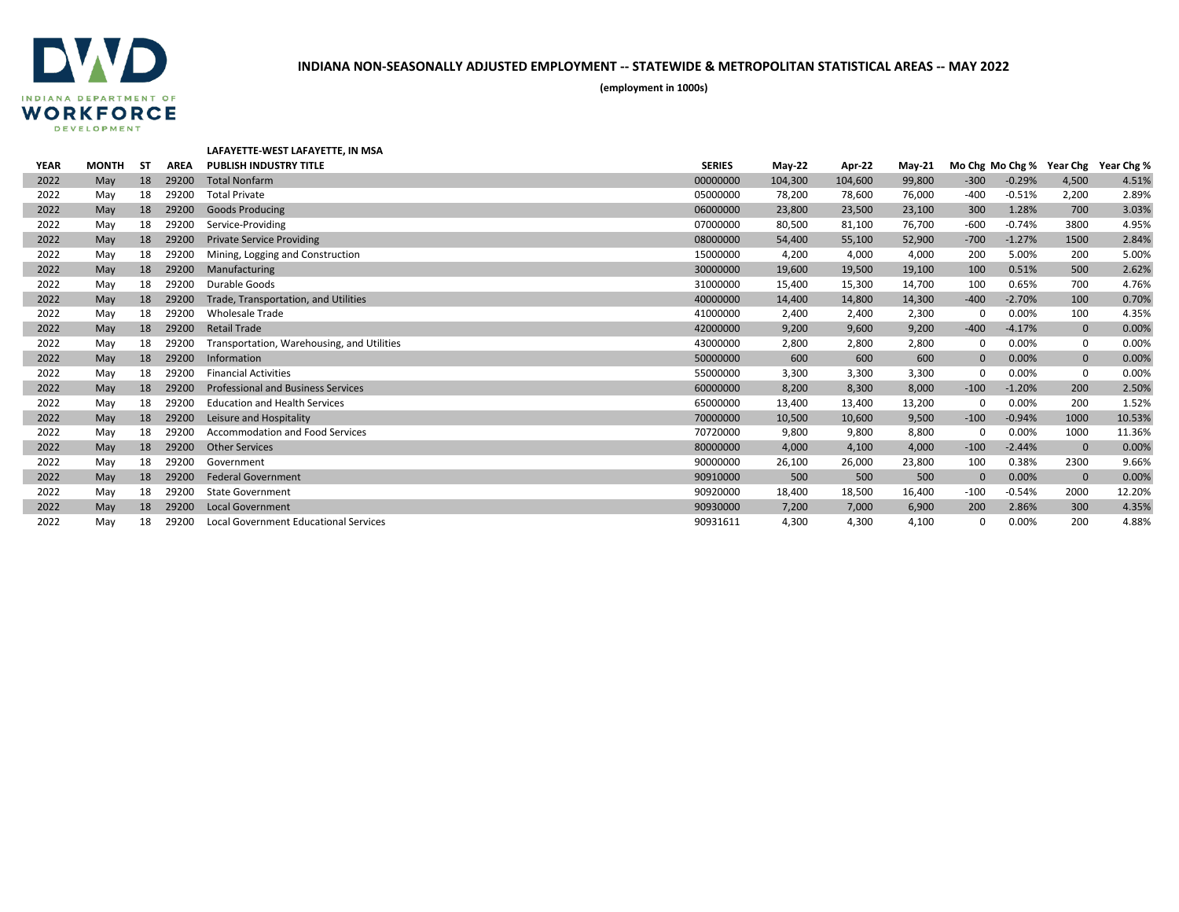# INDIANA NON-SEASONALLY ADJUSTED EMPLOYMENT -- STATEWIDE & METROPOLITAN STATISTICAL AREAS -- MAY 2022

**(employment in 1000s)**

**LAFAYETTE-WEST LAFAYETTE, IN MSA**

| YEAR | MONTH | ST | AREA | PUBLISH INDUSTRY TITLE | SERIES | May-22 | Apr-22 | May-21 | Mo Chg | Mo Chg % | Year Chg | Year Chg % |
|---|---|---|---|---|---|---|---|---|---|---|---|---|
| 2022 | May | 18 | 29200 | Total Nonfarm | 00000000 | 104,300 | 104,600 | 99,800 | -300 | -0.29% | 4,500 | 4.51% |
| 2022 | May | 18 | 29200 | Total Private | 05000000 | 78,200 | 78,600 | 76,000 | -400 | -0.51% | 2,200 | 2.89% |
| 2022 | May | 18 | 29200 | Goods Producing | 06000000 | 23,800 | 23,500 | 23,100 | 300 | 1.28% | 700 | 3.03% |
| 2022 | May | 18 | 29200 | Service-Providing | 07000000 | 80,500 | 81,100 | 76,700 | -600 | -0.74% | 3800 | 4.95% |
| 2022 | May | 18 | 29200 | Private Service Providing | 08000000 | 54,400 | 55,100 | 52,900 | -700 | -1.27% | 1500 | 2.84% |
| 2022 | May | 18 | 29200 | Mining, Logging and Construction | 15000000 | 4,200 | 4,000 | 4,000 | 200 | 5.00% | 200 | 5.00% |
| 2022 | May | 18 | 29200 | Manufacturing | 30000000 | 19,600 | 19,500 | 19,100 | 100 | 0.51% | 500 | 2.62% |
| 2022 | May | 18 | 29200 | Durable Goods | 31000000 | 15,400 | 15,300 | 14,700 | 100 | 0.65% | 700 | 4.76% |
| 2022 | May | 18 | 29200 | Trade, Transportation, and Utilities | 40000000 | 14,400 | 14,800 | 14,300 | -400 | -2.70% | 100 | 0.70% |
| 2022 | May | 18 | 29200 | Wholesale Trade | 41000000 | 2,400 | 2,400 | 2,300 | 0 | 0.00% | 100 | 4.35% |
| 2022 | May | 18 | 29200 | Retail Trade | 42000000 | 9,200 | 9,600 | 9,200 | -400 | -4.17% | 0 | 0.00% |
| 2022 | May | 18 | 29200 | Transportation, Warehousing, and Utilities | 43000000 | 2,800 | 2,800 | 2,800 | 0 | 0.00% | 0 | 0.00% |
| 2022 | May | 18 | 29200 | Information | 50000000 | 600 | 600 | 600 | 0 | 0.00% | 0 | 0.00% |
| 2022 | May | 18 | 29200 | Financial Activities | 55000000 | 3,300 | 3,300 | 3,300 | 0 | 0.00% | 0 | 0.00% |
| 2022 | May | 18 | 29200 | Professional and Business Services | 60000000 | 8,200 | 8,300 | 8,000 | -100 | -1.20% | 200 | 2.50% |
| 2022 | May | 18 | 29200 | Education and Health Services | 65000000 | 13,400 | 13,400 | 13,200 | 0 | 0.00% | 200 | 1.52% |
| 2022 | May | 18 | 29200 | Leisure and Hospitality | 70000000 | 10,500 | 10,600 | 9,500 | -100 | -0.94% | 1000 | 10.53% |
| 2022 | May | 18 | 29200 | Accommodation and Food Services | 70720000 | 9,800 | 9,800 | 8,800 | 0 | 0.00% | 1000 | 11.36% |
| 2022 | May | 18 | 29200 | Other Services | 80000000 | 4,000 | 4,100 | 4,000 | -100 | -2.44% | 0 | 0.00% |
| 2022 | May | 18 | 29200 | Government | 90000000 | 26,100 | 26,000 | 23,800 | 100 | 0.38% | 2300 | 9.66% |
| 2022 | May | 18 | 29200 | Federal Government | 90910000 | 500 | 500 | 500 | 0 | 0.00% | 0 | 0.00% |
| 2022 | May | 18 | 29200 | State Government | 90920000 | 18,400 | 18,500 | 16,400 | -100 | -0.54% | 2000 | 12.20% |
| 2022 | May | 18 | 29200 | Local Government | 90930000 | 7,200 | 7,000 | 6,900 | 200 | 2.86% | 300 | 4.35% |
| 2022 | May | 18 | 29200 | Local Government Educational Services | 90931611 | 4,300 | 4,300 | 4,100 | 0 | 0.00% | 200 | 4.88% |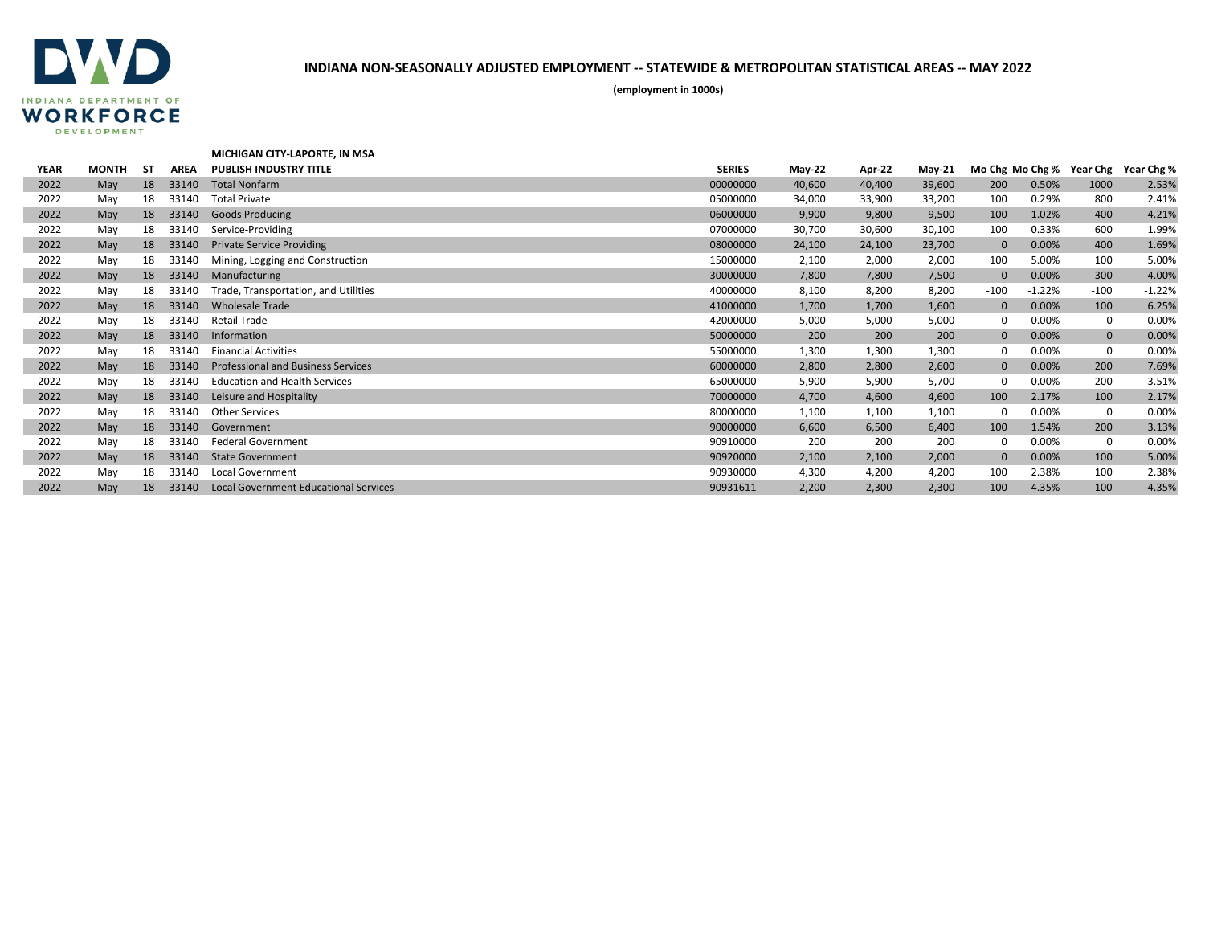# INDIANA NON-SEASONALLY ADJUSTED EMPLOYMENT -- STATEWIDE & METROPOLITAN STATISTICAL AREAS -- MAY 2022

**(employment in 1000s)**

**MICHIGAN CITY-LAPORTE, IN MSA**

| YEAR | MONTH | ST | AREA | PUBLISH INDUSTRY TITLE | SERIES | May-22 | Apr-22 | May-21 | Mo Chg | Mo Chg % | Year Chg | Year Chg % |
|---|---|---|---|---|---|---|---|---|---|---|---|---|
| 2022 | May | 18 | 33140 | Total Nonfarm | 00000000 | 40,600 | 40,400 | 39,600 | 200 | 0.50% | 1000 | 2.53% |
| 2022 | May | 18 | 33140 | Total Private | 05000000 | 34,000 | 33,900 | 33,200 | 100 | 0.29% | 800 | 2.41% |
| 2022 | May | 18 | 33140 | Goods Producing | 06000000 | 9,900 | 9,800 | 9,500 | 100 | 1.02% | 400 | 4.21% |
| 2022 | May | 18 | 33140 | Service-Providing | 07000000 | 30,700 | 30,600 | 30,100 | 100 | 0.33% | 600 | 1.99% |
| 2022 | May | 18 | 33140 | Private Service Providing | 08000000 | 24,100 | 24,100 | 23,700 | 0 | 0.00% | 400 | 1.69% |
| 2022 | May | 18 | 33140 | Mining, Logging and Construction | 15000000 | 2,100 | 2,000 | 2,000 | 100 | 5.00% | 100 | 5.00% |
| 2022 | May | 18 | 33140 | Manufacturing | 30000000 | 7,800 | 7,800 | 7,500 | 0 | 0.00% | 300 | 4.00% |
| 2022 | May | 18 | 33140 | Trade, Transportation, and Utilities | 40000000 | 8,100 | 8,200 | 8,200 | -100 | -1.22% | -100 | -1.22% |
| 2022 | May | 18 | 33140 | Wholesale Trade | 41000000 | 1,700 | 1,700 | 1,600 | 0 | 0.00% | 100 | 6.25% |
| 2022 | May | 18 | 33140 | Retail Trade | 42000000 | 5,000 | 5,000 | 5,000 | 0 | 0.00% | 0 | 0.00% |
| 2022 | May | 18 | 33140 | Information | 50000000 | 200 | 200 | 200 | 0 | 0.00% | 0 | 0.00% |
| 2022 | May | 18 | 33140 | Financial Activities | 55000000 | 1,300 | 1,300 | 1,300 | 0 | 0.00% | 0 | 0.00% |
| 2022 | May | 18 | 33140 | Professional and Business Services | 60000000 | 2,800 | 2,800 | 2,600 | 0 | 0.00% | 200 | 7.69% |
| 2022 | May | 18 | 33140 | Education and Health Services | 65000000 | 5,900 | 5,900 | 5,700 | 0 | 0.00% | 200 | 3.51% |
| 2022 | May | 18 | 33140 | Leisure and Hospitality | 70000000 | 4,700 | 4,600 | 4,600 | 100 | 2.17% | 100 | 2.17% |
| 2022 | May | 18 | 33140 | Other Services | 80000000 | 1,100 | 1,100 | 1,100 | 0 | 0.00% | 0 | 0.00% |
| 2022 | May | 18 | 33140 | Government | 90000000 | 6,600 | 6,500 | 6,400 | 100 | 1.54% | 200 | 3.13% |
| 2022 | May | 18 | 33140 | Federal Government | 90910000 | 200 | 200 | 200 | 0 | 0.00% | 0 | 0.00% |
| 2022 | May | 18 | 33140 | State Government | 90920000 | 2,100 | 2,100 | 2,000 | 0 | 0.00% | 100 | 5.00% |
| 2022 | May | 18 | 33140 | Local Government | 90930000 | 4,300 | 4,200 | 4,200 | 100 | 2.38% | 100 | 2.38% |
| 2022 | May | 18 | 33140 | Local Government Educational Services | 90931611 | 2,200 | 2,300 | 2,300 | -100 | -4.35% | -100 | -4.35% |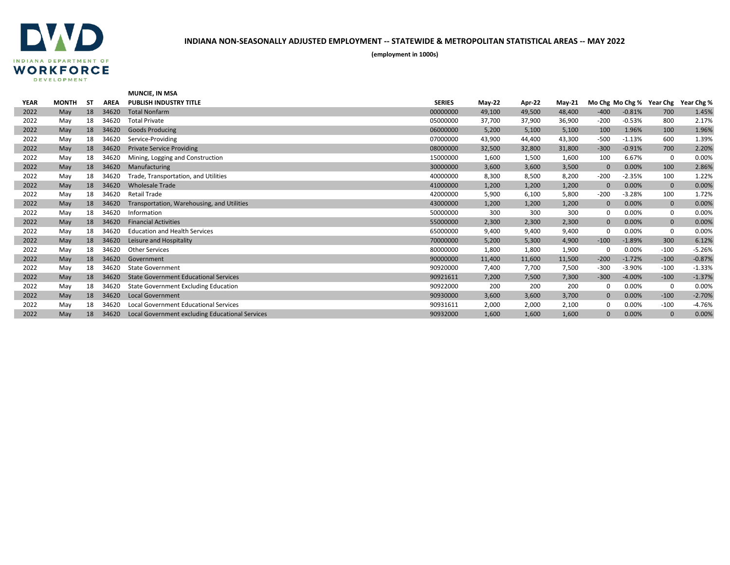**INDIANA DEPARTMENT OF WORKFORCE DEVELOPMENT**

## INDIANA NON-SEASONALLY ADJUSTED EMPLOYMENT -- STATEWIDE & METROPOLITAN STATISTICAL AREAS -- MAY 2022

**(employment in 1000s)**

**MUNCIE, IN MSA**

| YEAR | MONTH | ST | AREA | PUBLISH INDUSTRY TITLE | SERIES | May-22 | Apr-22 | May-21 | Mo Chg | Mo Chg % | Year Chg | Year Chg % |
|---|---|---|---|---|---|---|---|---|---|---|---|---|
| 2022 | May | 18 | 34620 | Total Nonfarm | 00000000 | 49,100 | 49,500 | 48,400 | -400 | -0.81% | 700 | 1.45% |
| 2022 | May | 18 | 34620 | Total Private | 05000000 | 37,700 | 37,900 | 36,900 | -200 | -0.53% | 800 | 2.17% |
| 2022 | May | 18 | 34620 | Goods Producing | 06000000 | 5,200 | 5,100 | 5,100 | 100 | 1.96% | 100 | 1.96% |
| 2022 | May | 18 | 34620 | Service-Providing | 07000000 | 43,900 | 44,400 | 43,300 | -500 | -1.13% | 600 | 1.39% |
| 2022 | May | 18 | 34620 | Private Service Providing | 08000000 | 32,500 | 32,800 | 31,800 | -300 | -0.91% | 700 | 2.20% |
| 2022 | May | 18 | 34620 | Mining, Logging and Construction | 15000000 | 1,600 | 1,500 | 1,600 | 100 | 6.67% | 0 | 0.00% |
| 2022 | May | 18 | 34620 | Manufacturing | 30000000 | 3,600 | 3,600 | 3,500 | 0 | 0.00% | 100 | 2.86% |
| 2022 | May | 18 | 34620 | Trade, Transportation, and Utilities | 40000000 | 8,300 | 8,500 | 8,200 | -200 | -2.35% | 100 | 1.22% |
| 2022 | May | 18 | 34620 | Wholesale Trade | 41000000 | 1,200 | 1,200 | 1,200 | 0 | 0.00% | 0 | 0.00% |
| 2022 | May | 18 | 34620 | Retail Trade | 42000000 | 5,900 | 6,100 | 5,800 | -200 | -3.28% | 100 | 1.72% |
| 2022 | May | 18 | 34620 | Transportation, Warehousing, and Utilities | 43000000 | 1,200 | 1,200 | 1,200 | 0 | 0.00% | 0 | 0.00% |
| 2022 | May | 18 | 34620 | Information | 50000000 | 300 | 300 | 300 | 0 | 0.00% | 0 | 0.00% |
| 2022 | May | 18 | 34620 | Financial Activities | 55000000 | 2,300 | 2,300 | 2,300 | 0 | 0.00% | 0 | 0.00% |
| 2022 | May | 18 | 34620 | Education and Health Services | 65000000 | 9,400 | 9,400 | 9,400 | 0 | 0.00% | 0 | 0.00% |
| 2022 | May | 18 | 34620 | Leisure and Hospitality | 70000000 | 5,200 | 5,300 | 4,900 | -100 | -1.89% | 300 | 6.12% |
| 2022 | May | 18 | 34620 | Other Services | 80000000 | 1,800 | 1,800 | 1,900 | 0 | 0.00% | -100 | -5.26% |
| 2022 | May | 18 | 34620 | Government | 90000000 | 11,400 | 11,600 | 11,500 | -200 | -1.72% | -100 | -0.87% |
| 2022 | May | 18 | 34620 | State Government | 90920000 | 7,400 | 7,700 | 7,500 | -300 | -3.90% | -100 | -1.33% |
| 2022 | May | 18 | 34620 | State Government Educational Services | 90921611 | 7,200 | 7,500 | 7,300 | -300 | -4.00% | -100 | -1.37% |
| 2022 | May | 18 | 34620 | State Government Excluding Education | 90922000 | 200 | 200 | 200 | 0 | 0.00% | 0 | 0.00% |
| 2022 | May | 18 | 34620 | Local Government | 90930000 | 3,600 | 3,600 | 3,700 | 0 | 0.00% | -100 | -2.70% |
| 2022 | May | 18 | 34620 | Local Government Educational Services | 90931611 | 2,000 | 2,000 | 2,100 | 0 | 0.00% | -100 | -4.76% |
| 2022 | May | 18 | 34620 | Local Government excluding Educational Services | 90932000 | 1,600 | 1,600 | 1,600 | 0 | 0.00% | 0 | 0.00% |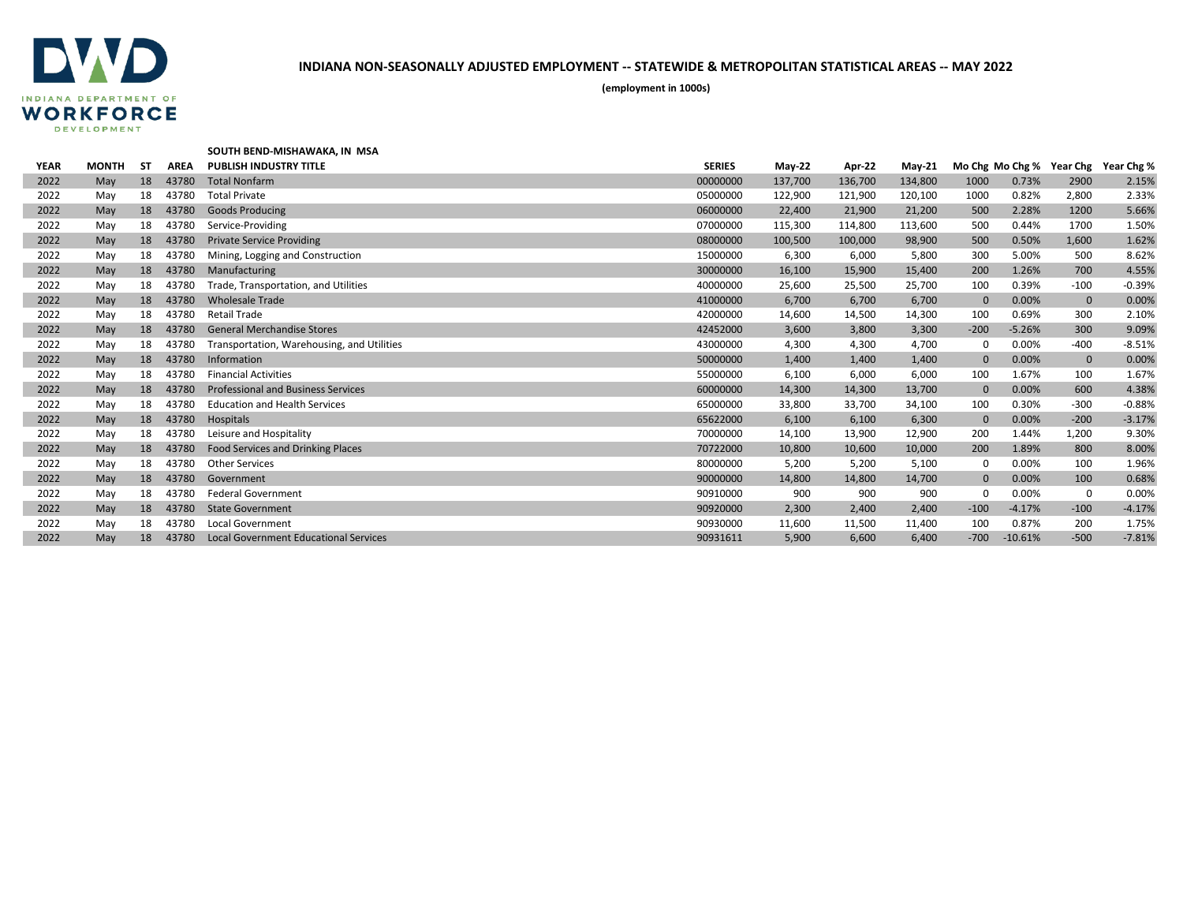# INDIANA NON-SEASONALLY ADJUSTED EMPLOYMENT -- STATEWIDE & METROPOLITAN STATISTICAL AREAS -- MAY 2022

**(employment in 1000s)**

**SOUTH BEND-MISHAWAKA, IN MSA**

| YEAR | MONTH | ST | AREA | PUBLISH INDUSTRY TITLE | SERIES | May-22 | Apr-22 | May-21 | Mo Chg | Mo Chg % | Year Chg | Year Chg % |
|---|---|---|---|---|---|---|---|---|---|---|---|---|
| 2022 | May | 18 | 43780 | Total Nonfarm | 00000000 | 137,700 | 136,700 | 134,800 | 1000 | 0.73% | 2900 | 2.15% |
| 2022 | May | 18 | 43780 | Total Private | 05000000 | 122,900 | 121,900 | 120,100 | 1000 | 0.82% | 2,800 | 2.33% |
| 2022 | May | 18 | 43780 | Goods Producing | 06000000 | 22,400 | 21,900 | 21,200 | 500 | 2.28% | 1200 | 5.66% |
| 2022 | May | 18 | 43780 | Service-Providing | 07000000 | 115,300 | 114,800 | 113,600 | 500 | 0.44% | 1700 | 1.50% |
| 2022 | May | 18 | 43780 | Private Service Providing | 08000000 | 100,500 | 100,000 | 98,900 | 500 | 0.50% | 1,600 | 1.62% |
| 2022 | May | 18 | 43780 | Mining, Logging and Construction | 15000000 | 6,300 | 6,000 | 5,800 | 300 | 5.00% | 500 | 8.62% |
| 2022 | May | 18 | 43780 | Manufacturing | 30000000 | 16,100 | 15,900 | 15,400 | 200 | 1.26% | 700 | 4.55% |
| 2022 | May | 18 | 43780 | Trade, Transportation, and Utilities | 40000000 | 25,600 | 25,500 | 25,700 | 100 | 0.39% | -100 | -0.39% |
| 2022 | May | 18 | 43780 | Wholesale Trade | 41000000 | 6,700 | 6,700 | 6,700 | 0 | 0.00% | 0 | 0.00% |
| 2022 | May | 18 | 43780 | Retail Trade | 42000000 | 14,600 | 14,500 | 14,300 | 100 | 0.69% | 300 | 2.10% |
| 2022 | May | 18 | 43780 | General Merchandise Stores | 42452000 | 3,600 | 3,800 | 3,300 | -200 | -5.26% | 300 | 9.09% |
| 2022 | May | 18 | 43780 | Transportation, Warehousing, and Utilities | 43000000 | 4,300 | 4,300 | 4,700 | 0 | 0.00% | -400 | -8.51% |
| 2022 | May | 18 | 43780 | Information | 50000000 | 1,400 | 1,400 | 1,400 | 0 | 0.00% | 0 | 0.00% |
| 2022 | May | 18 | 43780 | Financial Activities | 55000000 | 6,100 | 6,000 | 6,000 | 100 | 1.67% | 100 | 1.67% |
| 2022 | May | 18 | 43780 | Professional and Business Services | 60000000 | 14,300 | 14,300 | 13,700 | 0 | 0.00% | 600 | 4.38% |
| 2022 | May | 18 | 43780 | Education and Health Services | 65000000 | 33,800 | 33,700 | 34,100 | 100 | 0.30% | -300 | -0.88% |
| 2022 | May | 18 | 43780 | Hospitals | 65622000 | 6,100 | 6,100 | 6,300 | 0 | 0.00% | -200 | -3.17% |
| 2022 | May | 18 | 43780 | Leisure and Hospitality | 70000000 | 14,100 | 13,900 | 12,900 | 200 | 1.44% | 1,200 | 9.30% |
| 2022 | May | 18 | 43780 | Food Services and Drinking Places | 70722000 | 10,800 | 10,600 | 10,000 | 200 | 1.89% | 800 | 8.00% |
| 2022 | May | 18 | 43780 | Other Services | 80000000 | 5,200 | 5,200 | 5,100 | 0 | 0.00% | 100 | 1.96% |
| 2022 | May | 18 | 43780 | Government | 90000000 | 14,800 | 14,800 | 14,700 | 0 | 0.00% | 100 | 0.68% |
| 2022 | May | 18 | 43780 | Federal Government | 90910000 | 900 | 900 | 900 | 0 | 0.00% | 0 | 0.00% |
| 2022 | May | 18 | 43780 | State Government | 90920000 | 2,300 | 2,400 | 2,400 | -100 | -4.17% | -100 | -4.17% |
| 2022 | May | 18 | 43780 | Local Government | 90930000 | 11,600 | 11,500 | 11,400 | 100 | 0.87% | 200 | 1.75% |
| 2022 | May | 18 | 43780 | Local Government Educational Services | 90931611 | 5,900 | 6,600 | 6,400 | -700 | -10.61% | -500 | -7.81% |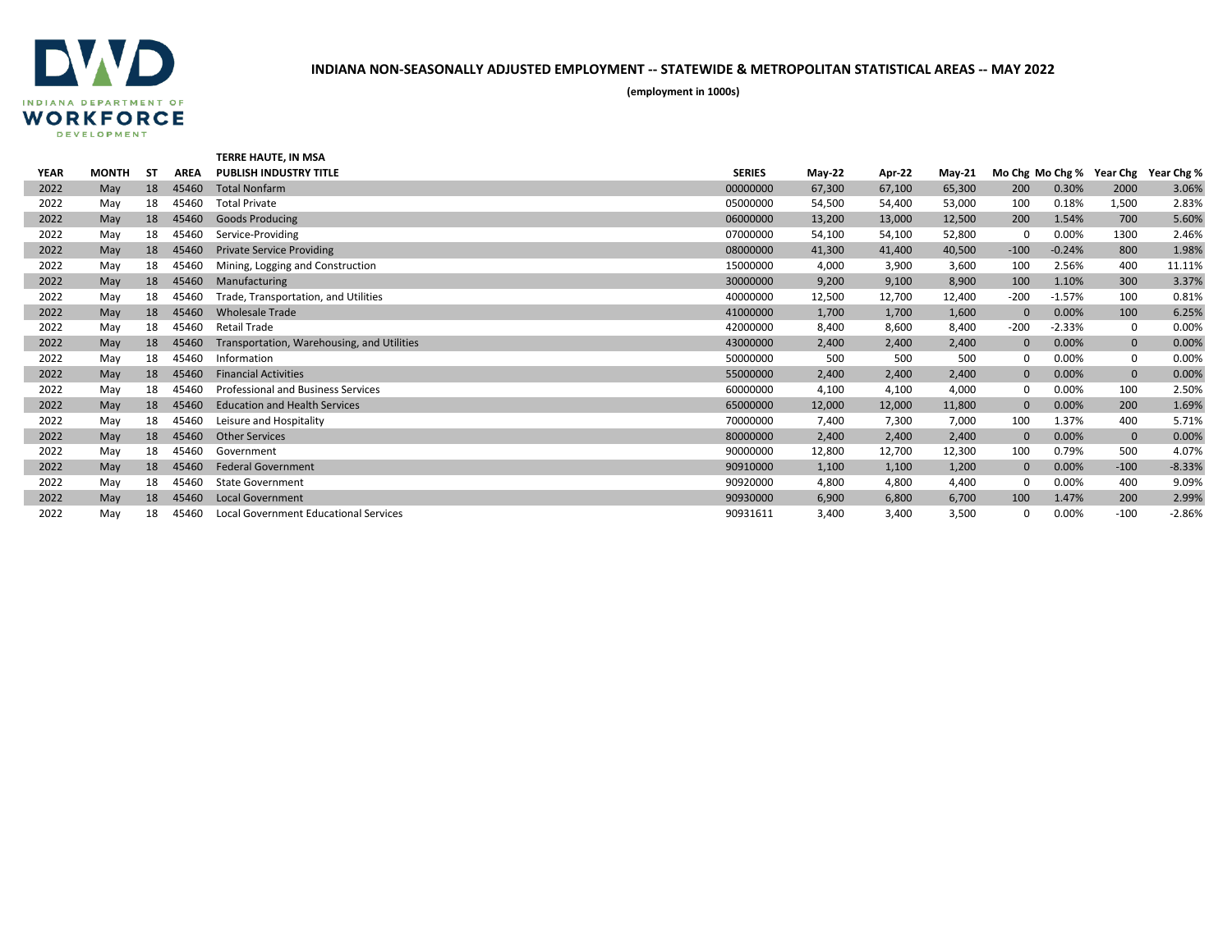**INDIANA NON-SEASONALLY ADJUSTED EMPLOYMENT -- STATEWIDE & METROPOLITAN STATISTICAL AREAS -- MAY 2022**

**(employment in 1000s)**

**TERRE HAUTE, IN MSA**

| YEAR | MONTH | ST | AREA | PUBLISH INDUSTRY TITLE | SERIES | May-22 | Apr-22 | May-21 | Mo Chg | Mo Chg % | Year Chg | Year Chg % |
|---|---|---|---|---|---|---|---|---|---|---|---|---|
| 2022 | May | 18 | 45460 | Total Nonfarm | 00000000 | 67,300 | 67,100 | 65,300 | 200 | 0.30% | 2000 | 3.06% |
| 2022 | May | 18 | 45460 | Total Private | 05000000 | 54,500 | 54,400 | 53,000 | 100 | 0.18% | 1,500 | 2.83% |
| 2022 | May | 18 | 45460 | Goods Producing | 06000000 | 13,200 | 13,000 | 12,500 | 200 | 1.54% | 700 | 5.60% |
| 2022 | May | 18 | 45460 | Service-Providing | 07000000 | 54,100 | 54,100 | 52,800 | 0 | 0.00% | 1300 | 2.46% |
| 2022 | May | 18 | 45460 | Private Service Providing | 08000000 | 41,300 | 41,400 | 40,500 | -100 | -0.24% | 800 | 1.98% |
| 2022 | May | 18 | 45460 | Mining, Logging and Construction | 15000000 | 4,000 | 3,900 | 3,600 | 100 | 2.56% | 400 | 11.11% |
| 2022 | May | 18 | 45460 | Manufacturing | 30000000 | 9,200 | 9,100 | 8,900 | 100 | 1.10% | 300 | 3.37% |
| 2022 | May | 18 | 45460 | Trade, Transportation, and Utilities | 40000000 | 12,500 | 12,700 | 12,400 | -200 | -1.57% | 100 | 0.81% |
| 2022 | May | 18 | 45460 | Wholesale Trade | 41000000 | 1,700 | 1,700 | 1,600 | 0 | 0.00% | 100 | 6.25% |
| 2022 | May | 18 | 45460 | Retail Trade | 42000000 | 8,400 | 8,600 | 8,400 | -200 | -2.33% | 0 | 0.00% |
| 2022 | May | 18 | 45460 | Transportation, Warehousing, and Utilities | 43000000 | 2,400 | 2,400 | 2,400 | 0 | 0.00% | 0 | 0.00% |
| 2022 | May | 18 | 45460 | Information | 50000000 | 500 | 500 | 500 | 0 | 0.00% | 0 | 0.00% |
| 2022 | May | 18 | 45460 | Financial Activities | 55000000 | 2,400 | 2,400 | 2,400 | 0 | 0.00% | 0 | 0.00% |
| 2022 | May | 18 | 45460 | Professional and Business Services | 60000000 | 4,100 | 4,100 | 4,000 | 0 | 0.00% | 100 | 2.50% |
| 2022 | May | 18 | 45460 | Education and Health Services | 65000000 | 12,000 | 12,000 | 11,800 | 0 | 0.00% | 200 | 1.69% |
| 2022 | May | 18 | 45460 | Leisure and Hospitality | 70000000 | 7,400 | 7,300 | 7,000 | 100 | 1.37% | 400 | 5.71% |
| 2022 | May | 18 | 45460 | Other Services | 80000000 | 2,400 | 2,400 | 2,400 | 0 | 0.00% | 0 | 0.00% |
| 2022 | May | 18 | 45460 | Government | 90000000 | 12,800 | 12,700 | 12,300 | 100 | 0.79% | 500 | 4.07% |
| 2022 | May | 18 | 45460 | Federal Government | 90910000 | 1,100 | 1,100 | 1,200 | 0 | 0.00% | -100 | -8.33% |
| 2022 | May | 18 | 45460 | State Government | 90920000 | 4,800 | 4,800 | 4,400 | 0 | 0.00% | 400 | 9.09% |
| 2022 | May | 18 | 45460 | Local Government | 90930000 | 6,900 | 6,800 | 6,700 | 100 | 1.47% | 200 | 2.99% |
| 2022 | May | 18 | 45460 | Local Government Educational Services | 90931611 | 3,400 | 3,400 | 3,500 | 0 | 0.00% | -100 | -2.86% |